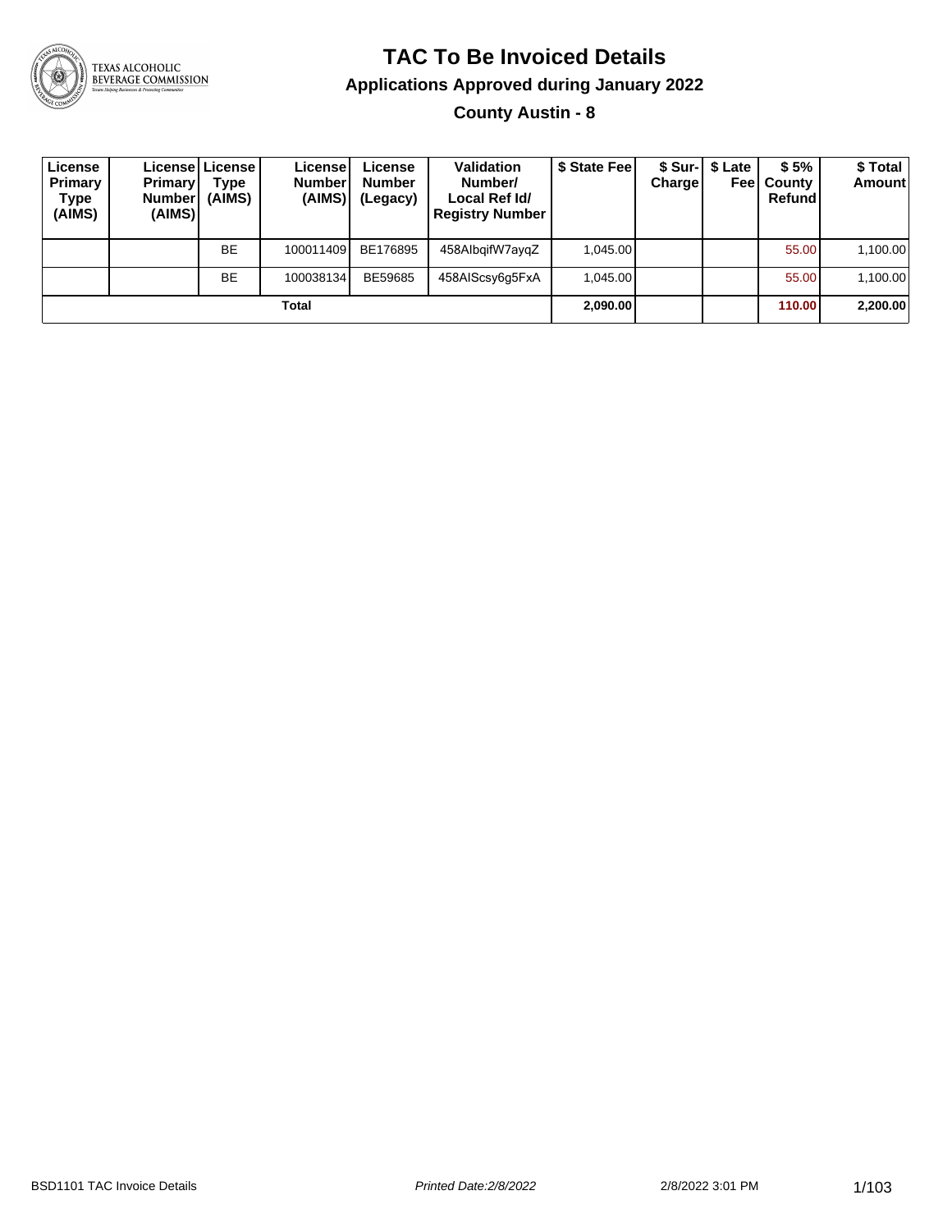# TAC To Be Invoiced Details

## Applications Approved during January 2022

### County Austin - 8

| License Primary Type (AIMS) | License Primary Number (AIMS) | License Type (AIMS) | License Number (AIMS) | License Number (Legacy) | Validation Number/ Local Ref Id/ Registry Number | $ State Fee | $ Sur-Charge | $ Late Fee | $ 5% County Refund | $ Total Amount |
|---|---|---|---|---|---|---|---|---|---|---|
| | | BE | 100011409 | BE176895 | 458AlbqifW7ayqZ | 1,045.00 | | | 55.00 | 1,100.00 |
| | | BE | 100038134 | BE59685 | 458AIScsy6g5FxA | 1,045.00 | | | 55.00 | 1,100.00 |
| **Total** | | | | | | **2,090.00** | | | **110.00** | **2,200.00** |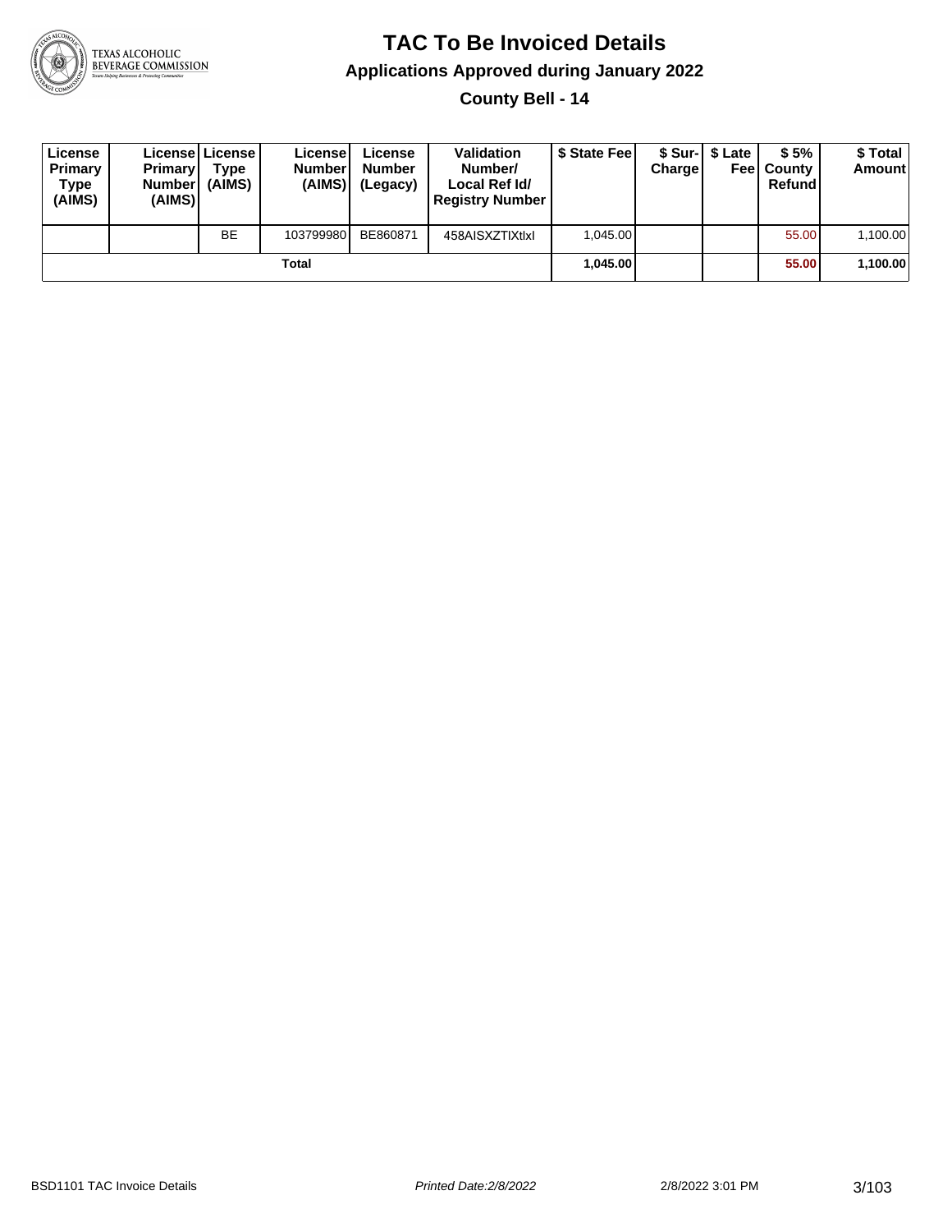# TAC To Be Invoiced Details

## Applications Approved during January 2022

### County Bell - 14

| License Primary Type (AIMS) | License Primary Number (AIMS) | License Type (AIMS) | License Number (AIMS) | License Number (Legacy) | Validation Number/ Local Ref Id/ Registry Number | $ State Fee | $ Sur-Charge | $ Late Fee | $ 5% County Refund | $ Total Amount |
|---|---|---|---|---|---|---|---|---|---|---|
| | | BE | 103799980 | BE860871 | 458AISXZTIXtlxl | 1,045.00 | | | 55.00 | 1,100.00 |
| | | | Total | | | **1,045.00** | | | **55.00** | **1,100.00** |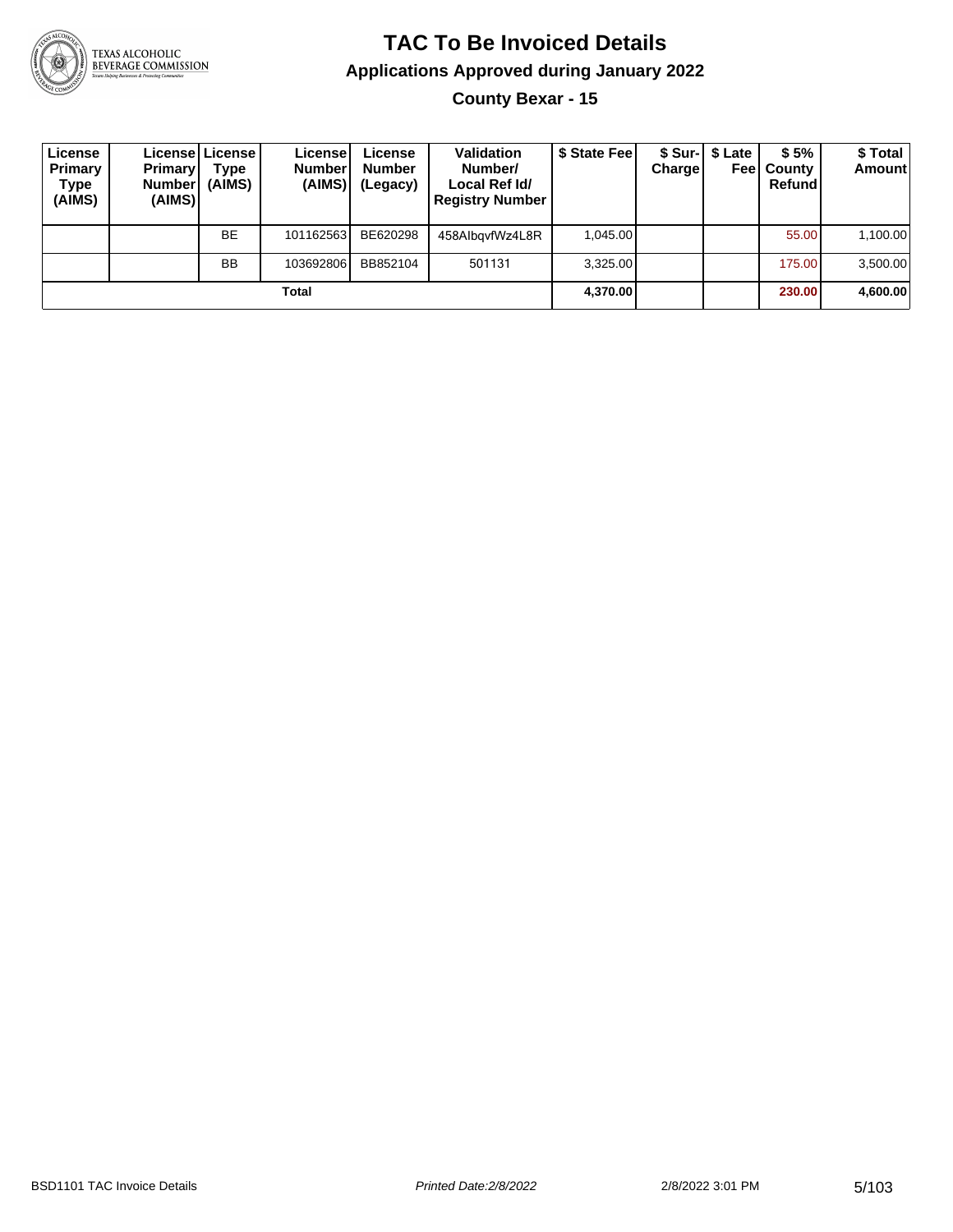# TAC To Be Invoiced Details

## Applications Approved during January 2022

### County Bexar - 15

| License Primary Type (AIMS) | License Primary Number (AIMS) | License Type (AIMS) | License Number (AIMS) | License Number (Legacy) | Validation Number/ Local Ref Id/ Registry Number | $ State Fee | $ Sur-Charge | $ Late Fee | $ 5% County Refund | $ Total Amount |
|---|---|---|---|---|---|---|---|---|---|---|
| | | BE | 101162563 | BE620298 | 458AIbqvfWz4L8R | 1,045.00 | | | 55.00 | 1,100.00 |
| | | BB | 103692806 | BB852104 | 501131 | 3,325.00 | | | 175.00 | 3,500.00 |
| **Total** | | | | | | **4,370.00** | | | **230.00** | **4,600.00** |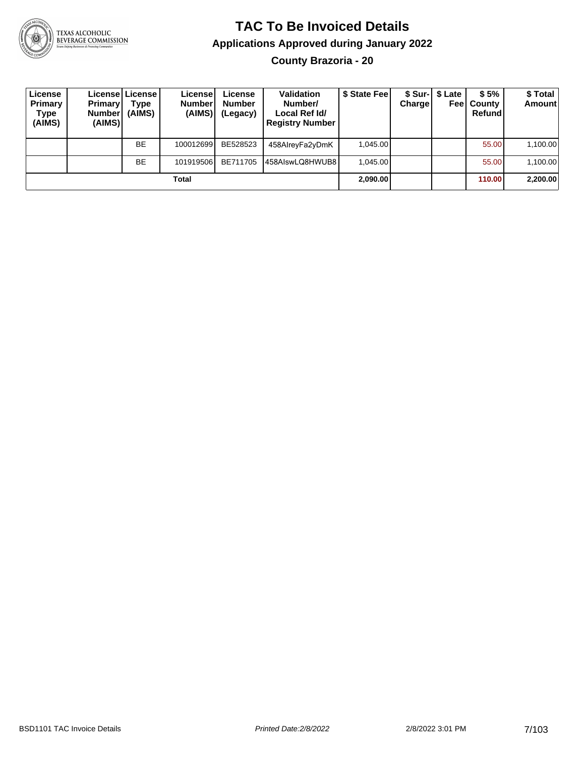# TAC To Be Invoiced Details

## Applications Approved during January 2022

### County Brazoria - 20

| License Primary Type (AIMS) | License Primary Number (AIMS) | License Type (AIMS) | License Number (AIMS) | License Number (Legacy) | Validation Number/ Local Ref Id/ Registry Number | $ State Fee | $ Sur-Charge | $ Late Fee | $ 5% County Refund | $ Total Amount |
|---|---|---|---|---|---|---|---|---|---|---|
| | | BE | 100012699 | BE528523 | 458AIreyFa2yDmK | 1,045.00 | | | 55.00 | 1,100.00 |
| | | BE | 101919506 | BE711705 | 458AIswLQ8HWUB8 | 1,045.00 | | | 55.00 | 1,100.00 |
| **Total** | | | | | | **2,090.00** | | | **110.00** | **2,200.00** |

BSD1101 TAC Invoice Details    *Printed Date:2/8/2022*    2/8/2022 3:01 PM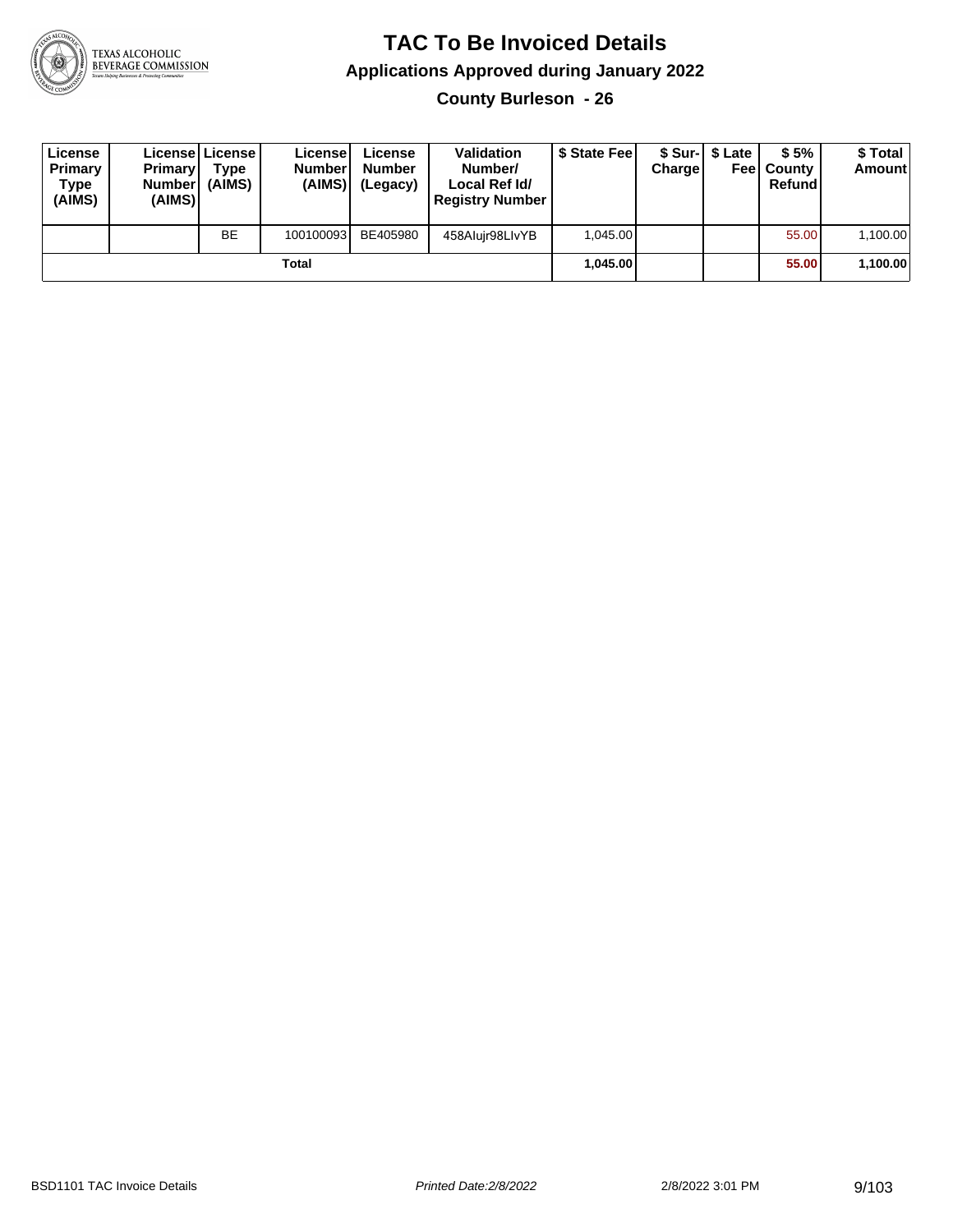# TAC To Be Invoiced Details

## Applications Approved during January 2022

### County Burleson - 26

| License Primary Type (AIMS) | License Primary Number (AIMS) | License Type (AIMS) | License Number (AIMS) | License Number (Legacy) | Validation Number/ Local Ref Id/ Registry Number | $ State Fee | $ Sur-Charge | $ Late Fee | $ 5% County Refund | $ Total Amount |
|---|---|---|---|---|---|---|---|---|---|---|
| | | BE | 100100093 | BE405980 | 458Alujr98LIvYB | 1,045.00 | | | 55.00 | 1,100.00 |
| | | | **Total** | | | **1,045.00** | | | **55.00** | **1,100.00** |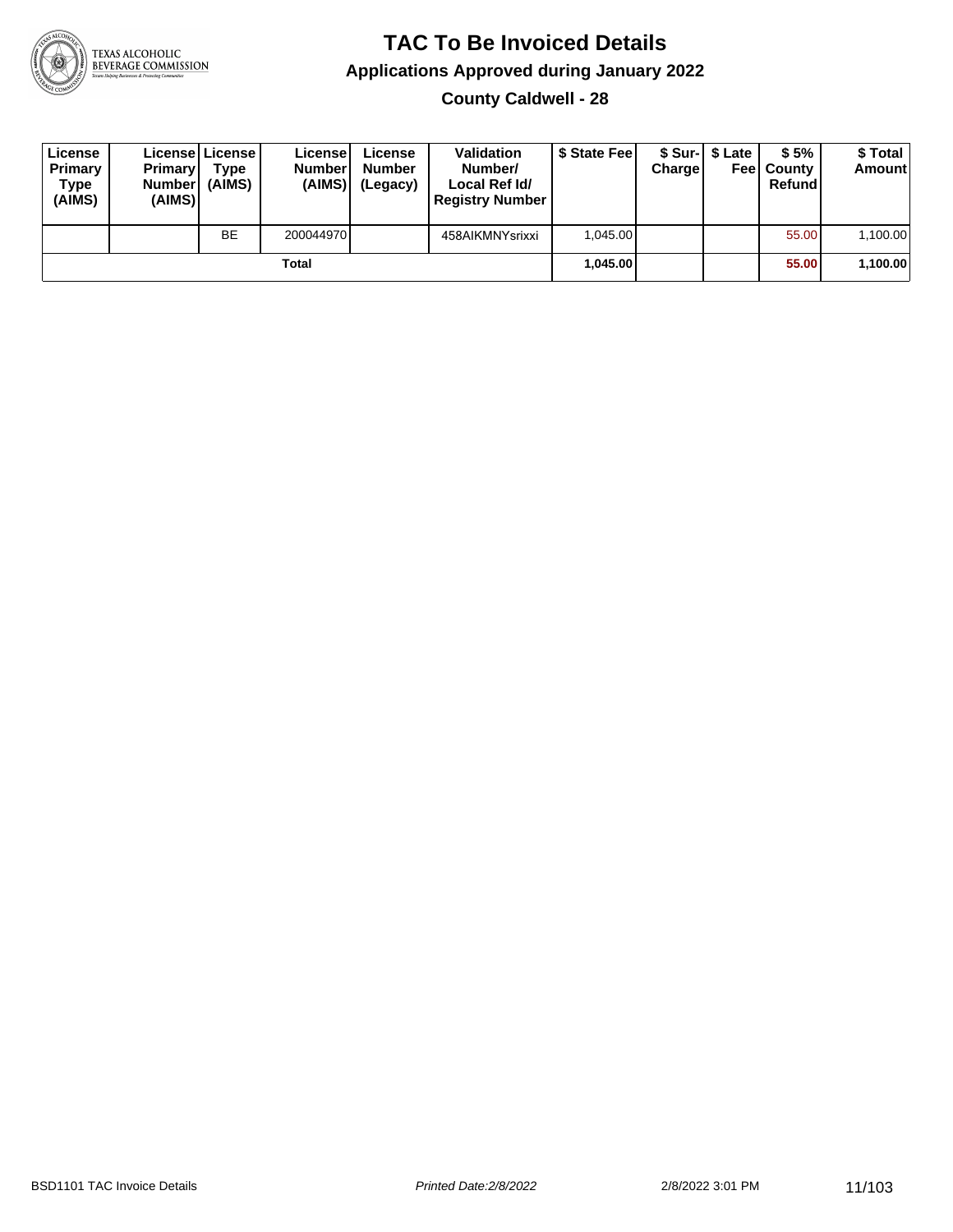# TAC To Be Invoiced Details

## Applications Approved during January 2022

### County Caldwell - 28

| License Primary Type (AIMS) | License Primary Number (AIMS) | License Type (AIMS) | License Number (AIMS) | License Number (Legacy) | Validation Number/ Local Ref Id/ Registry Number | $ State Fee | $ Sur-Charge | $ Late Fee | $ 5% County Refund | $ Total Amount |
|---|---|---|---|---|---|---|---|---|---|---|
| | | BE | 200044970 | | 458AIKMNYsrixxi | 1,045.00 | | | 55.00 | 1,100.00 |
| **Total** | | | | | | **1,045.00** | | | **55.00** | **1,100.00** |

BSD1101 TAC Invoice Details — *Printed Date:2/8/2022* — 2/8/2022 3:01 PM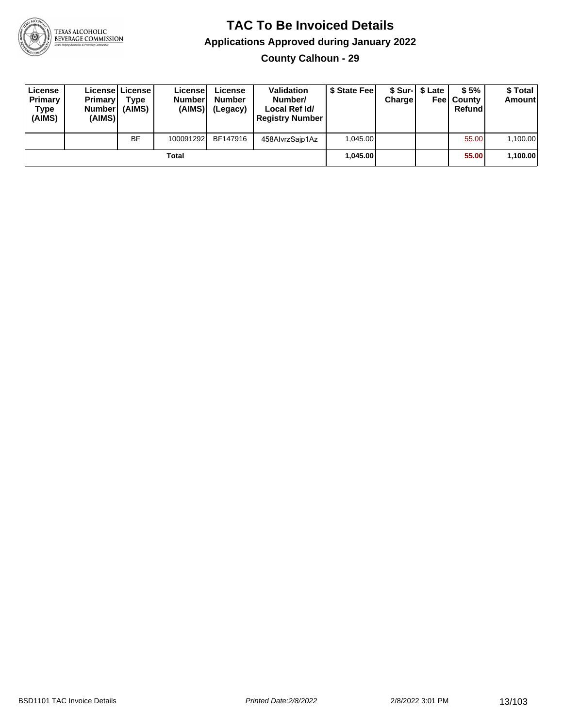# TAC To Be Invoiced Details

## Applications Approved during January 2022

### County Calhoun - 29

| License Primary Type (AIMS) | License Primary Number (AIMS) | License Type (AIMS) | License Number (AIMS) | License Number (Legacy) | Validation Number/ Local Ref Id/ Registry Number | $ State Fee | $ Sur-Charge | $ Late Fee | $ 5% County Refund | $ Total Amount |
|---|---|---|---|---|---|---|---|---|---|---|
| | | BF | 100091292 | BF147916 | 458AIvrzSajp1Az | 1,045.00 | | | 55.00 | 1,100.00 |
| | | | Total | | | **1,045.00** | | | **55.00** | **1,100.00** |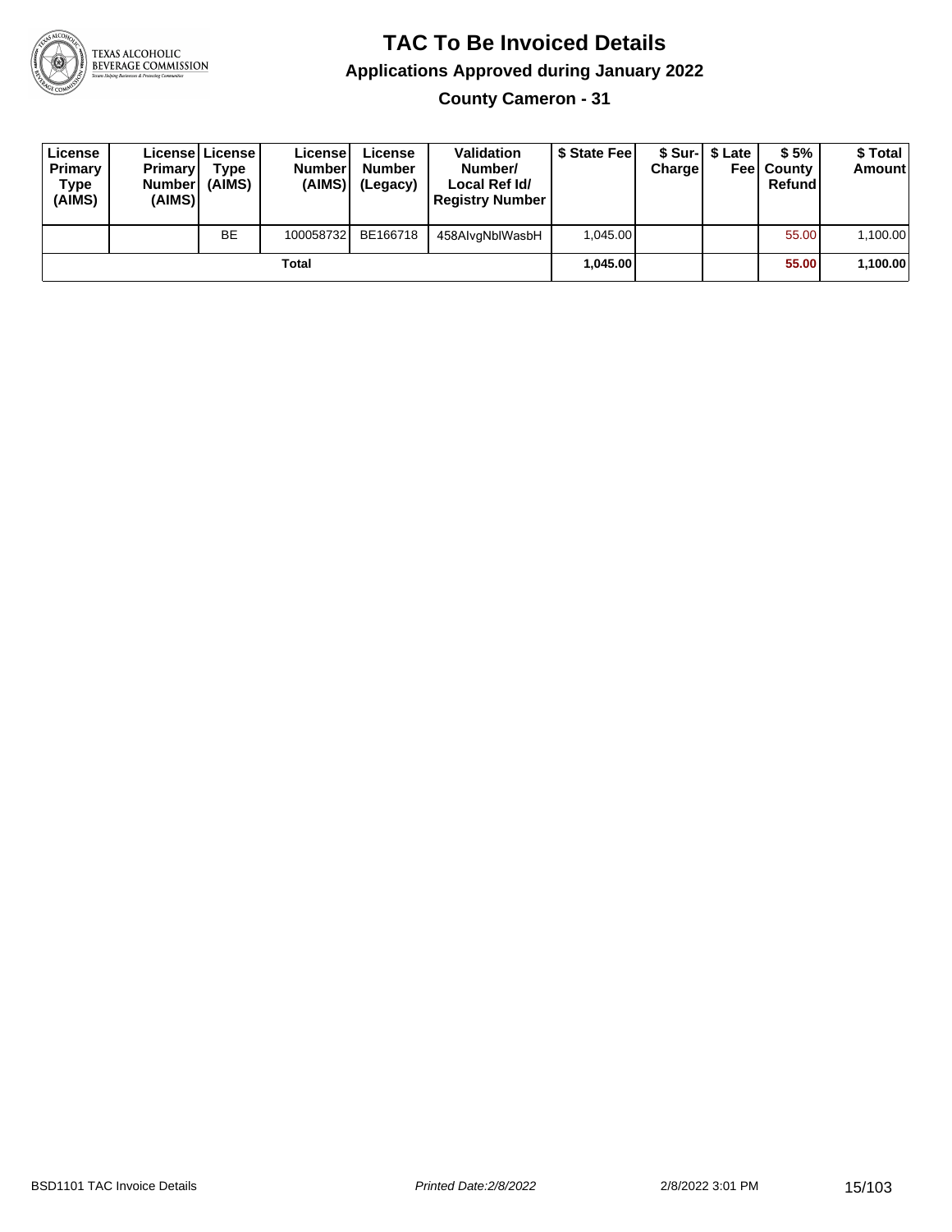# TAC To Be Invoiced Details

## Applications Approved during January 2022

### County Cameron - 31

| License Primary Type (AIMS) | License Primary Number (AIMS) | License Type (AIMS) | License Number (AIMS) | License Number (Legacy) | Validation Number/ Local Ref Id/ Registry Number | $ State Fee | $ Sur-Charge | $ Late Fee | $ 5% County Refund | $ Total Amount |
|---|---|---|---|---|---|---|---|---|---|---|
| | | BE | 100058732 | BE166718 | 458AIvgNblWasbH | 1,045.00 | | | 55.00 | 1,100.00 |
| | | | Total | | | 1,045.00 | | | 55.00 | 1,100.00 |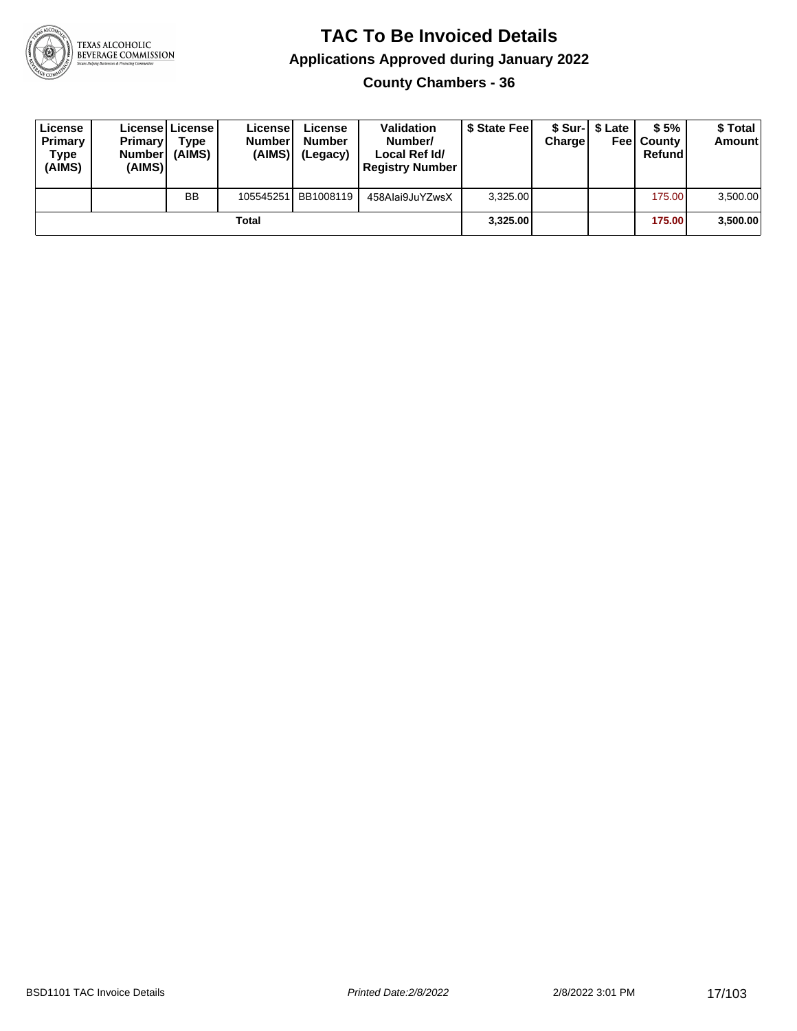# TAC To Be Invoiced Details

## Applications Approved during January 2022

### County Chambers - 36

| License Primary Type (AIMS) | License Primary Number (AIMS) | License Type (AIMS) | License Number (AIMS) | License Number (Legacy) | Validation Number/ Local Ref Id/ Registry Number | $ State Fee | $ Sur-Charge | $ Late Fee | $ 5% County Refund | $ Total Amount |
|---|---|---|---|---|---|---|---|---|---|---|
| | | BB | 105545251 | BB1008119 | 458AIai9JuYZwsX | 3,325.00 | | | 175.00 | 3,500.00 |
| Total | | | | | | **3,325.00** | | | **175.00** | **3,500.00** |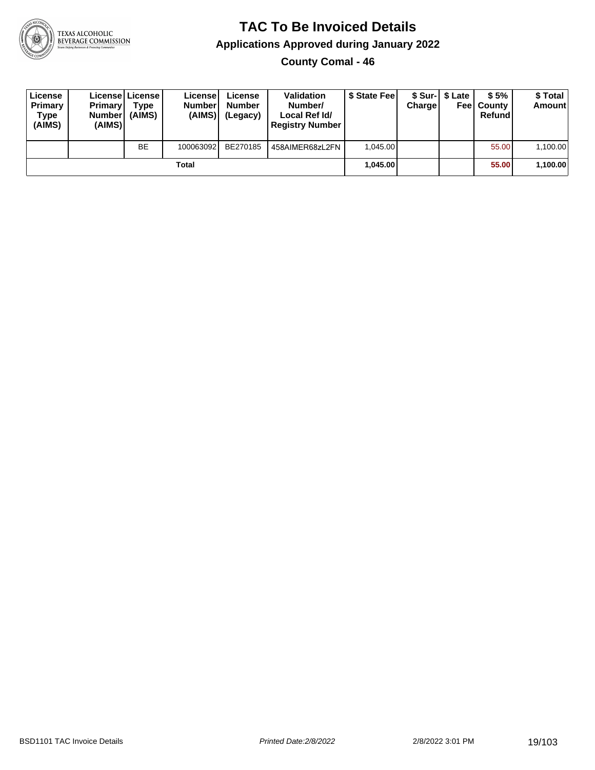# TAC To Be Invoiced Details

## Applications Approved during January 2022

### County Comal - 46

| License Primary Type (AIMS) | License Primary Number (AIMS) | License Type (AIMS) | License Number (AIMS) | License Number (Legacy) | Validation Number/ Local Ref Id/ Registry Number | $ State Fee | $ Sur-Charge | $ Late Fee | $ 5% County Refund | $ Total Amount |
|---|---|---|---|---|---|---|---|---|---|---|
| | | BE | 100063092 | BE270185 | 458AIMER68zL2FN | 1,045.00 | | | 55.00 | 1,100.00 |
| Total | | | | | | 1,045.00 | | | 55.00 | 1,100.00 |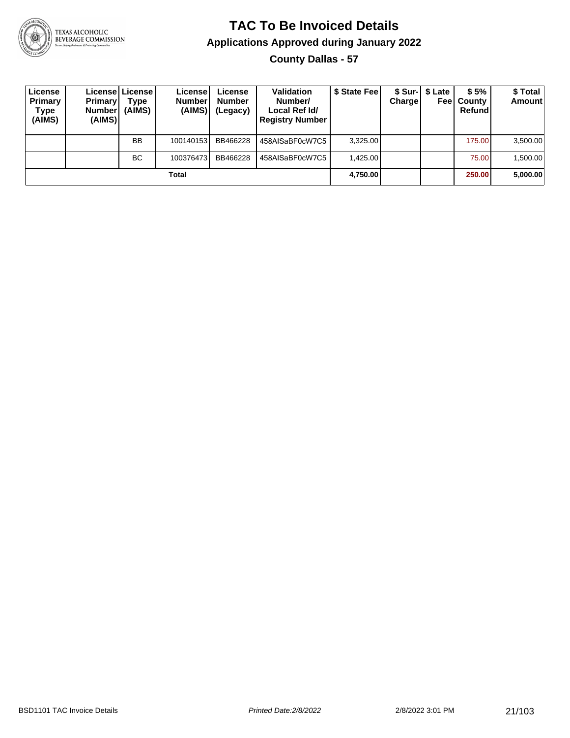# TAC To Be Invoiced Details

## Applications Approved during January 2022

### County Dallas - 57

| License Primary Type (AIMS) | License Primary Number (AIMS) | License Type (AIMS) | License Number (AIMS) | License Number (Legacy) | Validation Number/ Local Ref Id/ Registry Number | $ State Fee | $ Sur-Charge | $ Late Fee | $ 5% County Refund | $ Total Amount |
|---|---|---|---|---|---|---|---|---|---|---|
| | | BB | 100140153 | BB466228 | 458AISaBF0cW7C5 | 3,325.00 | | | 175.00 | 3,500.00 |
| | | BC | 100376473 | BB466228 | 458AISaBF0cW7C5 | 1,425.00 | | | 75.00 | 1,500.00 |
| **Total** | | | | | | **4,750.00** | | | **250.00** | **5,000.00** |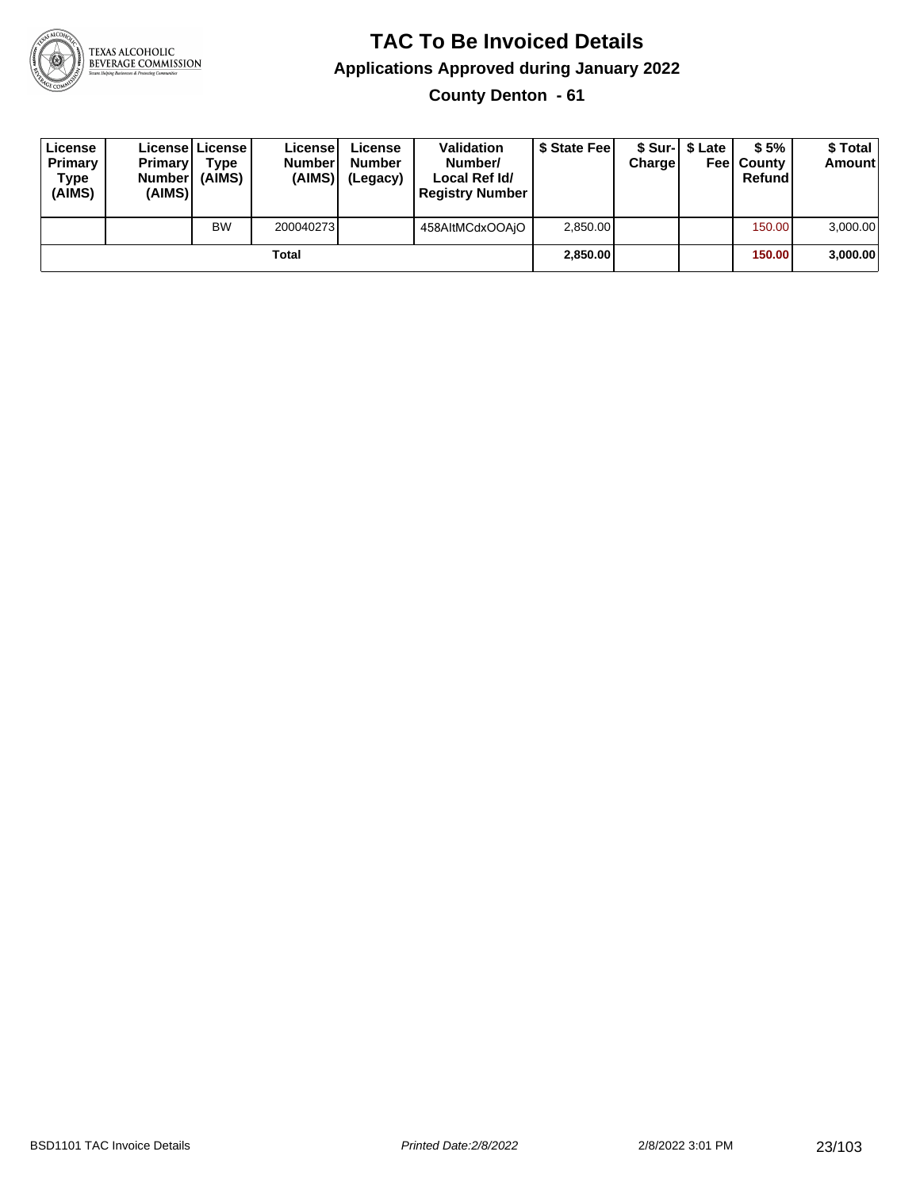# TAC To Be Invoiced Details

## Applications Approved during January 2022

### County Denton - 61

| License Primary Type (AIMS) | License Primary Number (AIMS) | License Type (AIMS) | License Number (AIMS) | License Number (Legacy) | Validation Number/ Local Ref Id/ Registry Number | $ State Fee | $ Sur-Charge | $ Late Fee | $ 5% County Refund | $ Total Amount |
|---|---|---|---|---|---|---|---|---|---|---|
| | | BW | 200040273 | | 458AItMCdxOOAjO | 2,850.00 | | | 150.00 | 3,000.00 |
| | | | **Total** | | | **2,850.00** | | | **150.00** | **3,000.00** |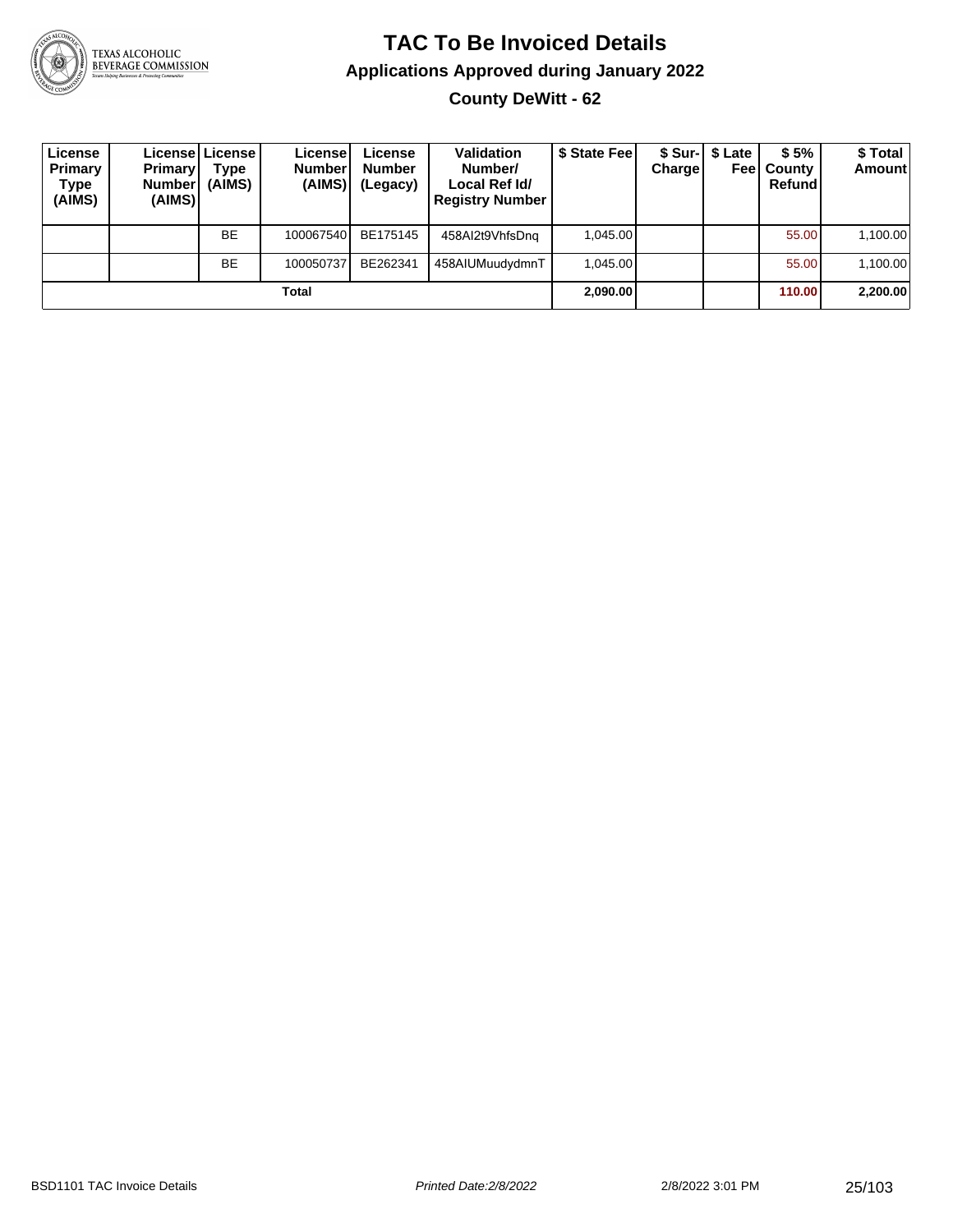# TAC To Be Invoiced Details

## Applications Approved during January 2022

### County DeWitt - 62

| License Primary Type (AIMS) | License Primary Number (AIMS) | License Type (AIMS) | License Number (AIMS) | License Number (Legacy) | Validation Number/ Local Ref Id/ Registry Number | $ State Fee | $ Sur-Charge | $ Late Fee | $ 5% County Refund | $ Total Amount |
|---|---|---|---|---|---|---|---|---|---|---|
| | | BE | 100067540 | BE175145 | 458AI2t9VhfsDnq | 1,045.00 | | | 55.00 | 1,100.00 |
| | | BE | 100050737 | BE262341 | 458AIUMuudydmnT | 1,045.00 | | | 55.00 | 1,100.00 |
| **Total** | | | | | | **2,090.00** | | | **110.00** | **2,200.00** |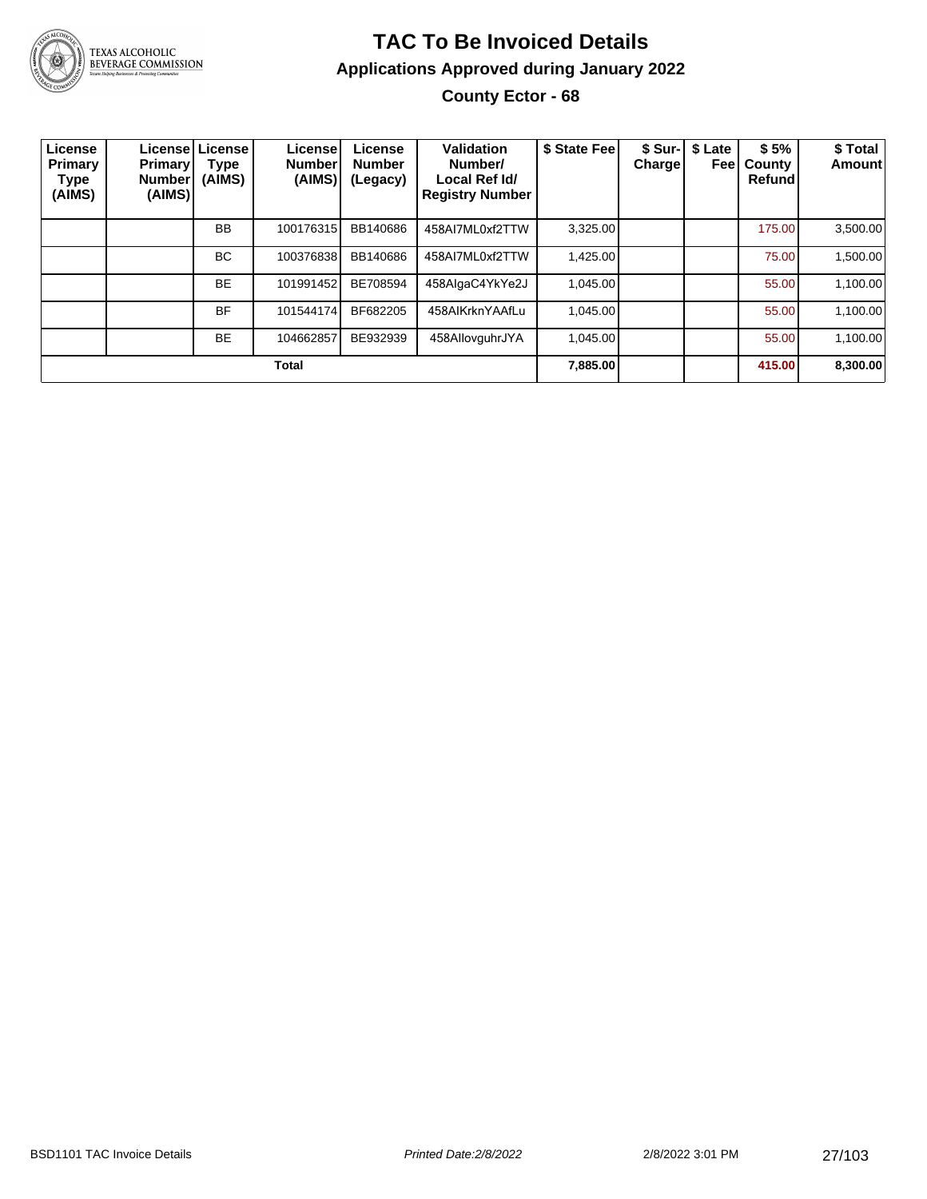# TAC To Be Invoiced Details

## Applications Approved during January 2022

### County Ector - 68

| License Primary Type (AIMS) | License Primary Number (AIMS) | License Type (AIMS) | License Number (AIMS) | License Number (Legacy) | Validation Number/ Local Ref Id/ Registry Number | $ State Fee | $ Sur-Charge | $ Late Fee | $ 5% County Refund | $ Total Amount |
|---|---|---|---|---|---|---|---|---|---|---|
| | | BB | 100176315 | BB140686 | 458AI7ML0xf2TTW | 3,325.00 | | | 175.00 | 3,500.00 |
| | | BC | 100376838 | BB140686 | 458AI7ML0xf2TTW | 1,425.00 | | | 75.00 | 1,500.00 |
| | | BE | 101991452 | BE708594 | 458AIgaC4YkYe2J | 1,045.00 | | | 55.00 | 1,100.00 |
| | | BF | 101544174 | BF682205 | 458AIKrknYAAfLu | 1,045.00 | | | 55.00 | 1,100.00 |
| | | BE | 104662857 | BE932939 | 458AIlovguhrJYA | 1,045.00 | | | 55.00 | 1,100.00 |
| **Total** | | | | | | **7,885.00** | | | **415.00** | **8,300.00** |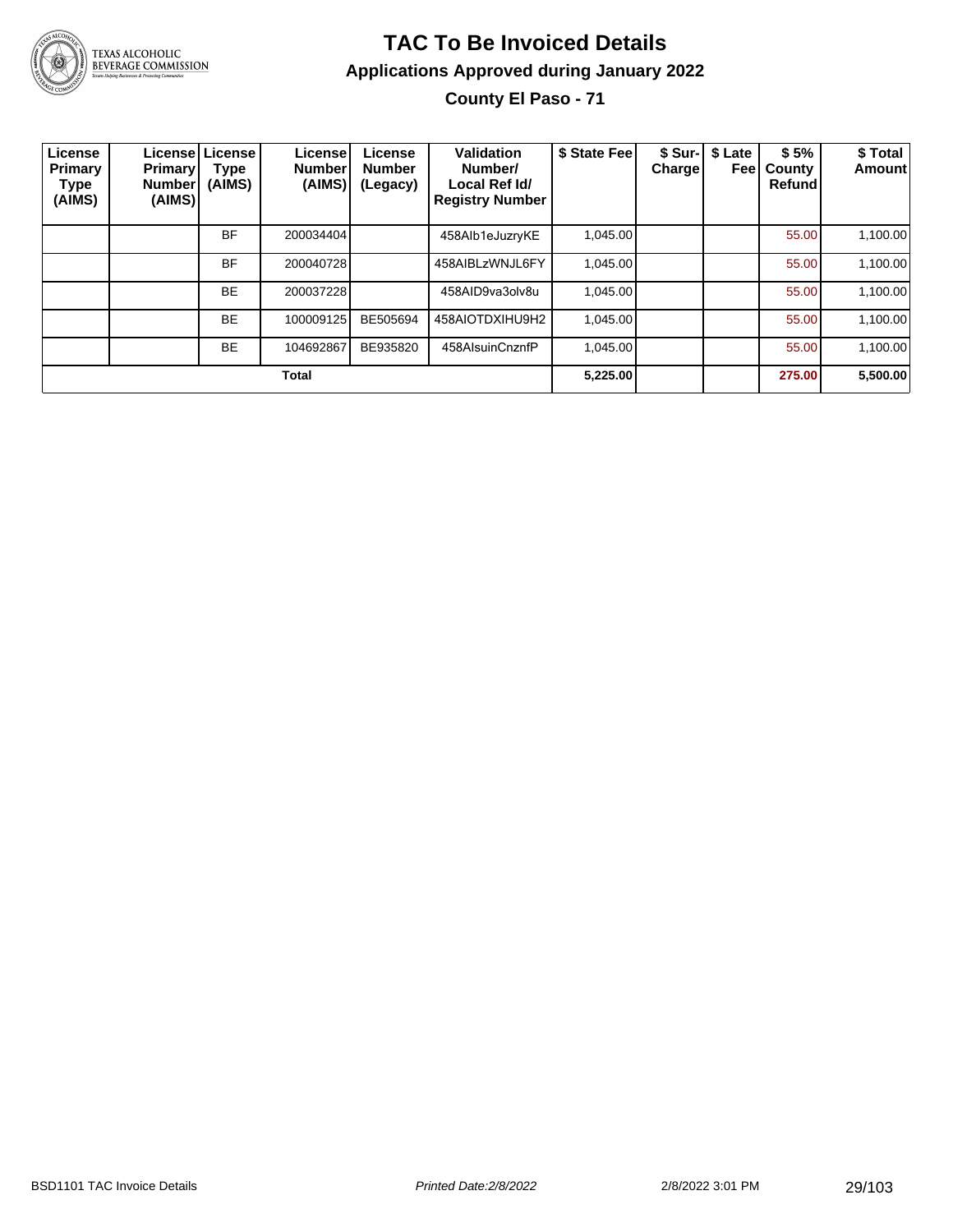# TAC To Be Invoiced Details

## Applications Approved during January 2022

### County El Paso - 71

| License Primary Type (AIMS) | License Primary Number (AIMS) | License Type (AIMS) | License Number (AIMS) | License Number (Legacy) | Validation Number/ Local Ref Id/ Registry Number | $ State Fee | $ Sur-Charge | $ Late Fee | $ 5% County Refund | $ Total Amount |
|---|---|---|---|---|---|---|---|---|---|---|
| | | BF | 200034404 | | 458AIb1eJuzryKE | 1,045.00 | | | 55.00 | 1,100.00 |
| | | BF | 200040728 | | 458AIBLzWNJL6FY | 1,045.00 | | | 55.00 | 1,100.00 |
| | | BE | 200037228 | | 458AID9va3olv8u | 1,045.00 | | | 55.00 | 1,100.00 |
| | | BE | 100009125 | BE505694 | 458AIOTDXIHU9H2 | 1,045.00 | | | 55.00 | 1,100.00 |
| | | BE | 104692867 | BE935820 | 458AIsuinCnznfP | 1,045.00 | | | 55.00 | 1,100.00 |
| **Total** | | | | | | **5,225.00** | | | **275.00** | **5,500.00** |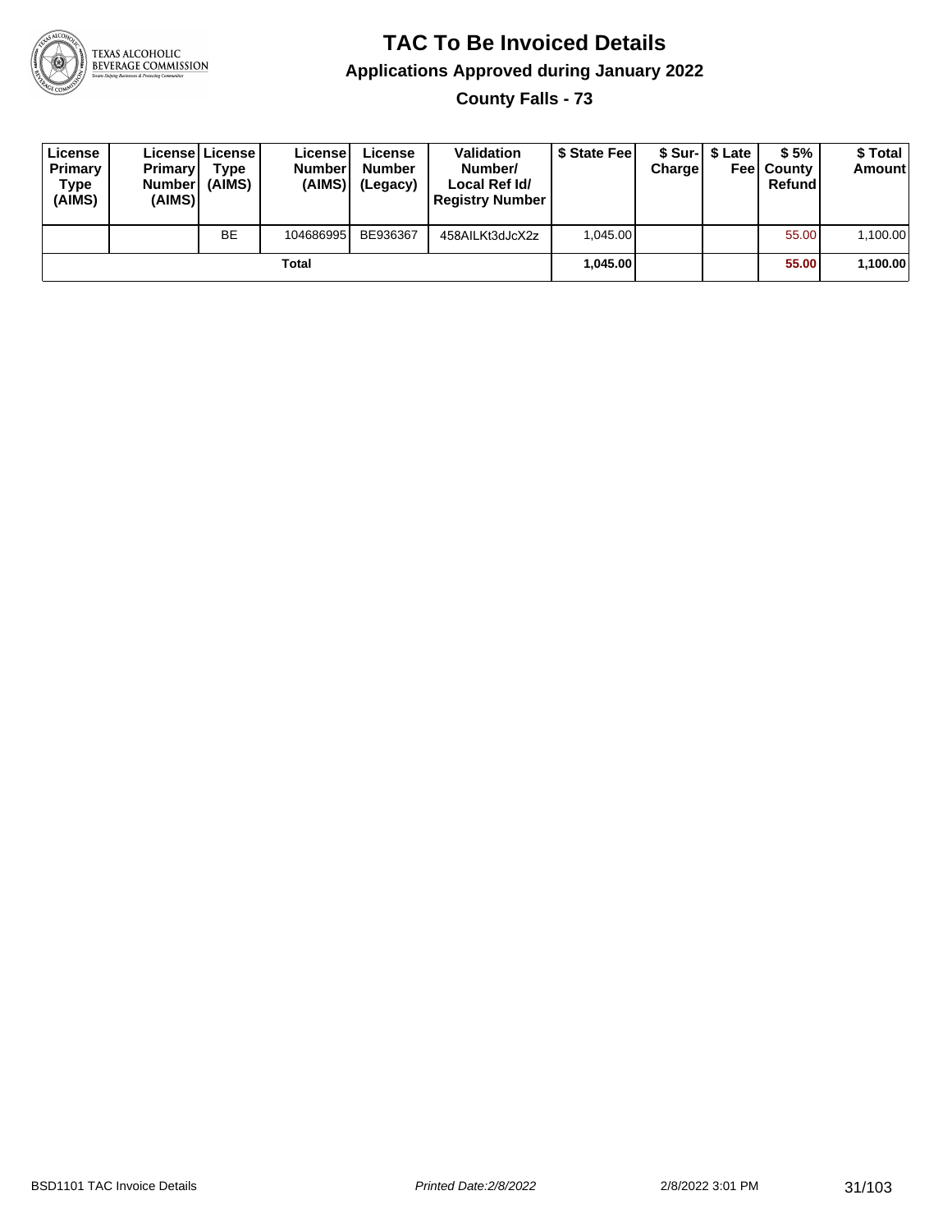# TAC To Be Invoiced Details

## Applications Approved during January 2022

### County Falls - 73

| License Primary Type (AIMS) | License Primary Number (AIMS) | License Type (AIMS) | License Number (AIMS) | License Number (Legacy) | Validation Number/ Local Ref Id/ Registry Number | $ State Fee | $ Sur-Charge | $ Late Fee | $ 5% County Refund | $ Total Amount |
|---|---|---|---|---|---|---|---|---|---|---|
| | | BE | 104686995 | BE936367 | 458AILKt3dJcX2z | 1,045.00 | | | 55.00 | 1,100.00 |
| | | | Total | | | **1,045.00** | | | **55.00** | **1,100.00** |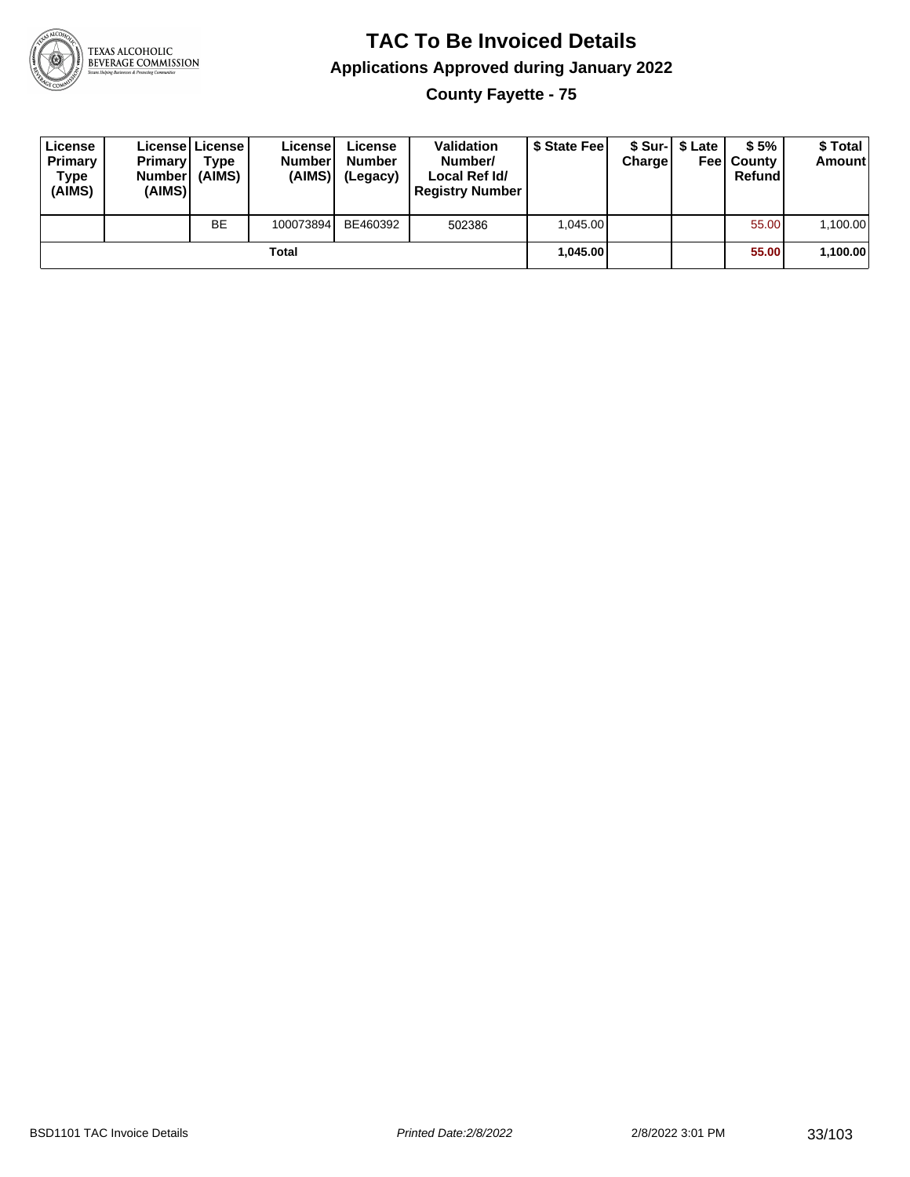# TAC To Be Invoiced Details

## Applications Approved during January 2022

### County Fayette - 75

| License Primary Type (AIMS) | License Primary Number (AIMS) | License Type (AIMS) | License Number (AIMS) | License Number (Legacy) | Validation Number/ Local Ref Id/ Registry Number | $ State Fee | $ Sur-Charge | $ Late Fee | $ 5% County Refund | $ Total Amount |
|---|---|---|---|---|---|---|---|---|---|---|
| | | BE | 100073894 | BE460392 | 502386 | 1,045.00 | | | 55.00 | 1,100.00 |
| | | | **Total** | | | **1,045.00** | | | **55.00** | **1,100.00** |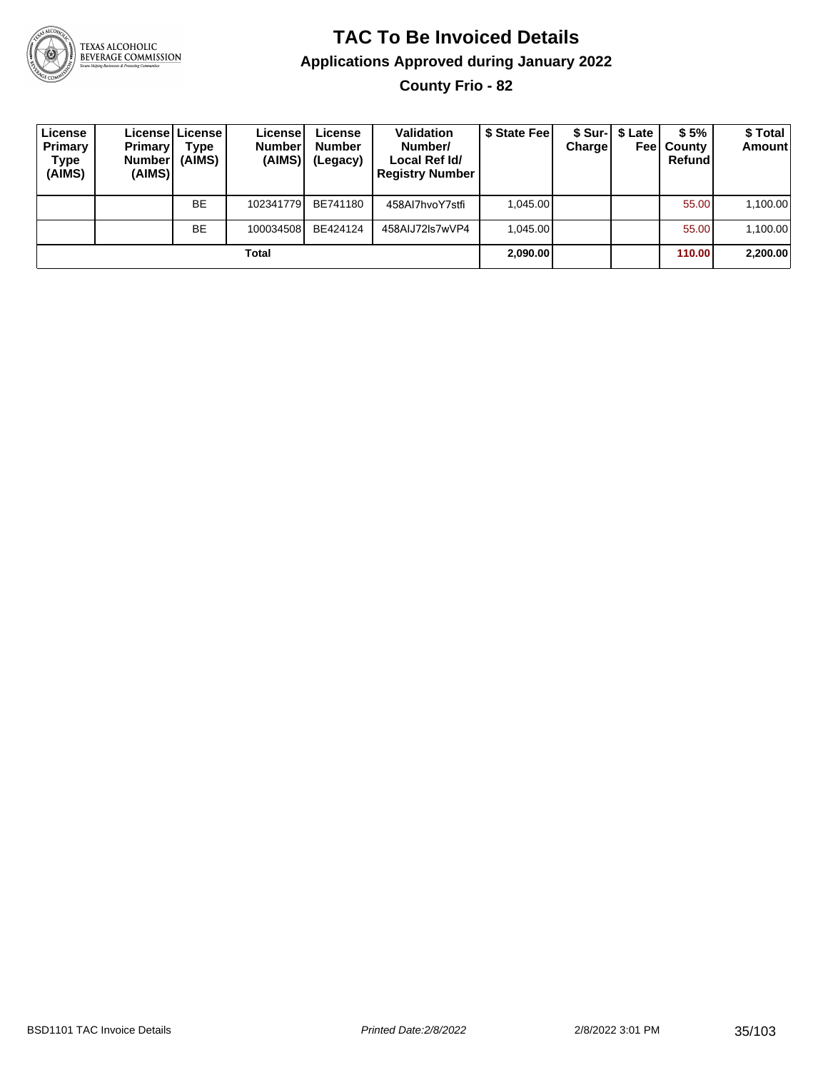# TAC To Be Invoiced Details

## Applications Approved during January 2022

### County Frio - 82

| License Primary Type (AIMS) | License Primary Number (AIMS) | License Type (AIMS) | License Number (AIMS) | License Number (Legacy) | Validation Number/ Local Ref Id/ Registry Number | $ State Fee | $ Sur-Charge | $ Late Fee | $ 5% County Refund | $ Total Amount |
|---|---|---|---|---|---|---|---|---|---|---|
| | | BE | 102341779 | BE741180 | 458AI7hvoY7stfi | 1,045.00 | | | 55.00 | 1,100.00 |
| | | BE | 100034508 | BE424124 | 458AIJ72ls7wVP4 | 1,045.00 | | | 55.00 | 1,100.00 |
| **Total** | | | | | | **2,090.00** | | | **110.00** | **2,200.00** |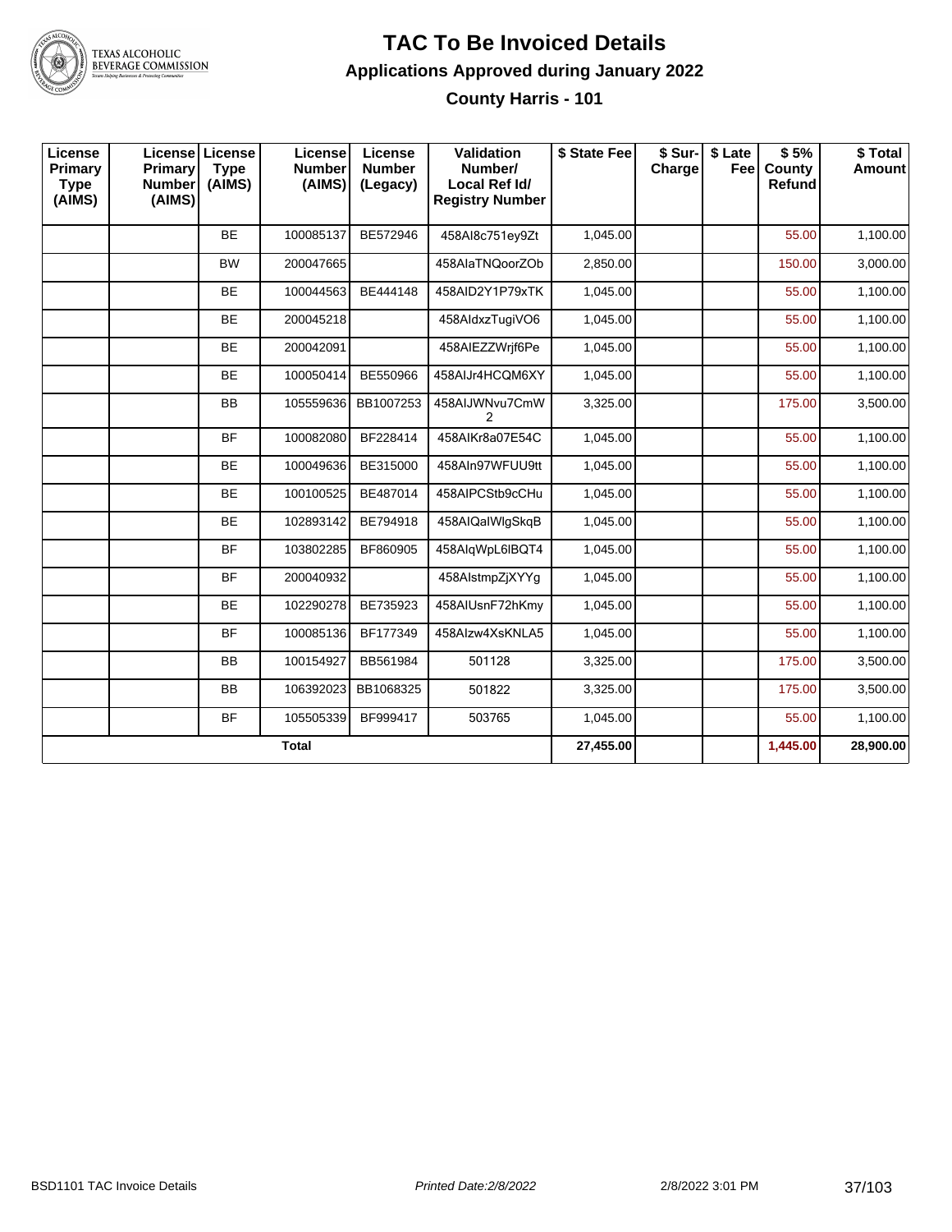# TAC To Be Invoiced Details

## Applications Approved during January 2022

### County Harris - 101

| License Primary Type (AIMS) | License Primary Number (AIMS) | License Type (AIMS) | License Number (AIMS) | License Number (Legacy) | Validation Number/ Local Ref Id/ Registry Number | $ State Fee | $ Sur-Charge | $ Late Fee | $ 5% County Refund | $ Total Amount |
|---|---|---|---|---|---|---|---|---|---|---|
| | | BE | 100085137 | BE572946 | 458AI8c751ey9Zt | 1,045.00 | | | 55.00 | 1,100.00 |
| | | BW | 200047665 | | 458AIaTNQoorZOb | 2,850.00 | | | 150.00 | 3,000.00 |
| | | BE | 100044563 | BE444148 | 458AID2Y1P79xTK | 1,045.00 | | | 55.00 | 1,100.00 |
| | | BE | 200045218 | | 458AIdxzTugiVO6 | 1,045.00 | | | 55.00 | 1,100.00 |
| | | BE | 200042091 | | 458AIEZZWrjf6Pe | 1,045.00 | | | 55.00 | 1,100.00 |
| | | BE | 100050414 | BE550966 | 458AIJr4HCQM6XY | 1,045.00 | | | 55.00 | 1,100.00 |
| | | BB | 105559636 | BB1007253 | 458AIJWNvu7CmW2 | 3,325.00 | | | 175.00 | 3,500.00 |
| | | BF | 100082080 | BF228414 | 458AIKr8a07E54C | 1,045.00 | | | 55.00 | 1,100.00 |
| | | BE | 100049636 | BE315000 | 458AIn97WFUU9tt | 1,045.00 | | | 55.00 | 1,100.00 |
| | | BE | 100100525 | BE487014 | 458AIPCStb9cCHu | 1,045.00 | | | 55.00 | 1,100.00 |
| | | BE | 102893142 | BE794918 | 458AIQalWlgSkqB | 1,045.00 | | | 55.00 | 1,100.00 |
| | | BF | 103802285 | BF860905 | 458AIqWpL6lBQT4 | 1,045.00 | | | 55.00 | 1,100.00 |
| | | BF | 200040932 | | 458AIstmpZjXYYg | 1,045.00 | | | 55.00 | 1,100.00 |
| | | BE | 102290278 | BE735923 | 458AIUsnF72hKmy | 1,045.00 | | | 55.00 | 1,100.00 |
| | | BF | 100085136 | BF177349 | 458AIzw4XsKNLA5 | 1,045.00 | | | 55.00 | 1,100.00 |
| | | BB | 100154927 | BB561984 | 501128 | 3,325.00 | | | 175.00 | 3,500.00 |
| | | BB | 106392023 | BB1068325 | 501822 | 3,325.00 | | | 175.00 | 3,500.00 |
| | | BF | 105505339 | BF999417 | 503765 | 1,045.00 | | | 55.00 | 1,100.00 |
| **Total** | | | | | | **27,455.00** | | | **1,445.00** | **28,900.00** |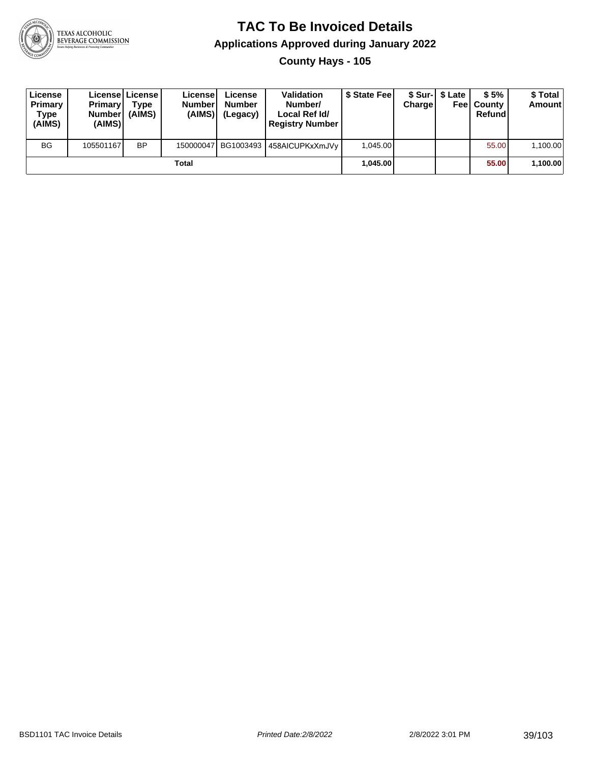# TAC To Be Invoiced Details

## Applications Approved during January 2022

### County Hays - 105

| License Primary Type (AIMS) | License Primary Number (AIMS) | License Type (AIMS) | License Number (AIMS) | License Number (Legacy) | Validation Number/ Local Ref Id/ Registry Number | $ State Fee | $ Sur-Charge | $ Late Fee | $ 5% County Refund | $ Total Amount |
|---|---|---|---|---|---|---|---|---|---|---|
| BG | 105501167 | BP | 150000047 | BG1003493 | 458AICUPKxXmJVy | 1,045.00 | | | 55.00 | 1,100.00 |
| | | | Total | | | **1,045.00** | | | **55.00** | **1,100.00** |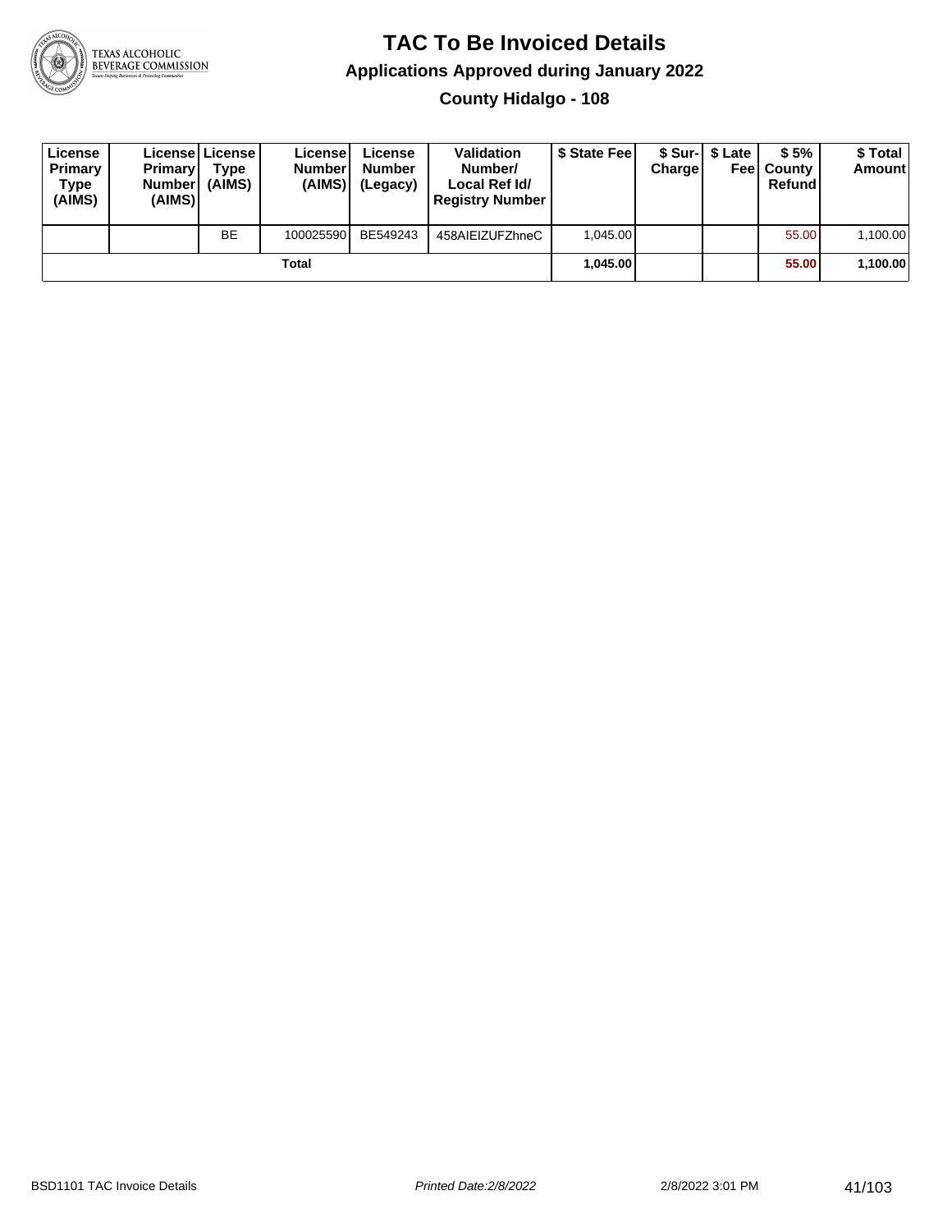# TAC To Be Invoiced Details

## Applications Approved during January 2022

### County Hidalgo - 108

| License Primary Type (AIMS) | License Primary Number (AIMS) | License Type (AIMS) | License Number (AIMS) | License Number (Legacy) | Validation Number/ Local Ref Id/ Registry Number | $ State Fee | $ Sur-Charge | $ Late Fee | $ 5% County Refund | $ Total Amount |
|---|---|---|---|---|---|---|---|---|---|---|
| | | BE | 100025590 | BE549243 | 458AIEIZUFZhneC | 1,045.00 | | | 55.00 | 1,100.00 |
| | | | Total | | | **1,045.00** | | | **55.00** | **1,100.00** |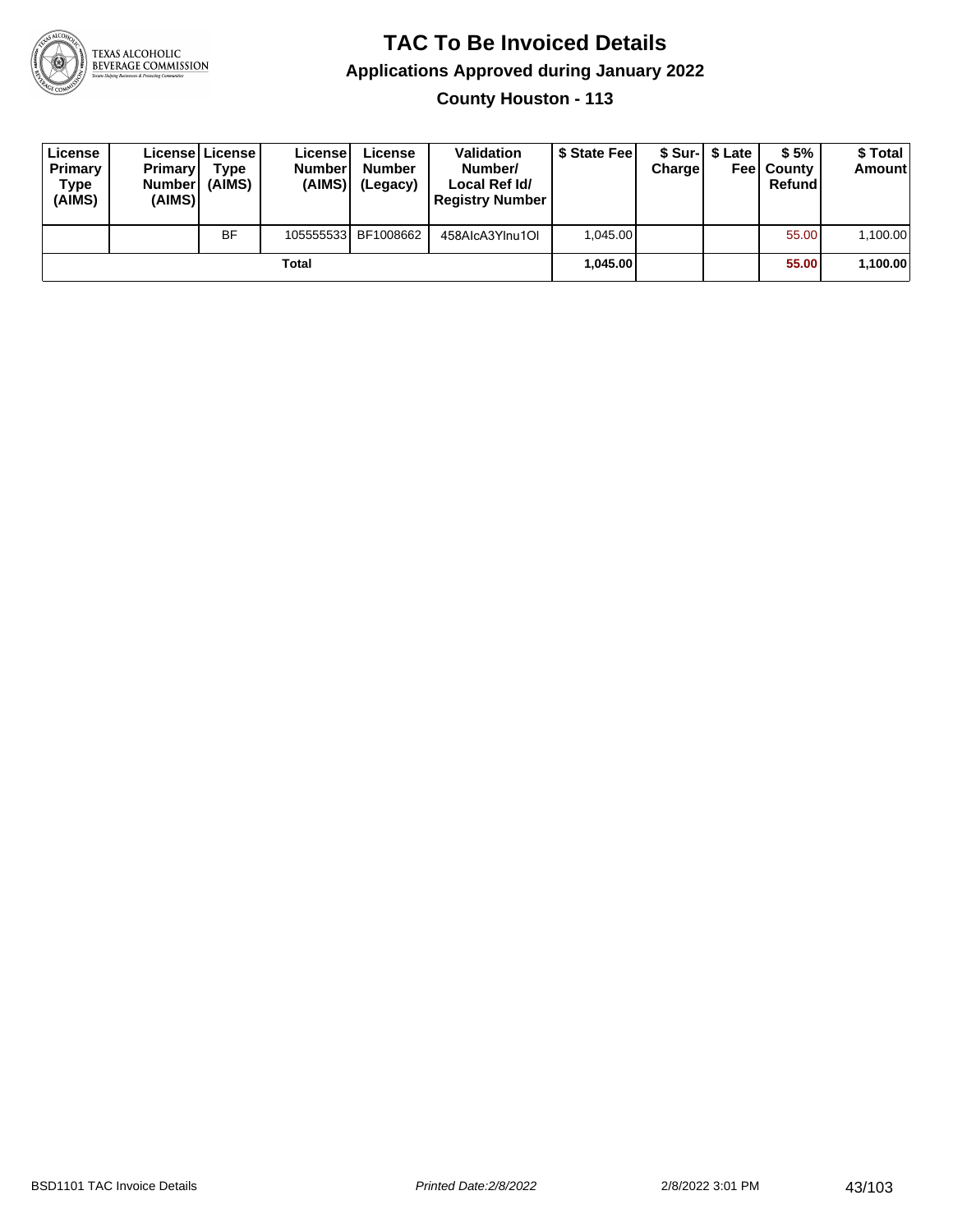# TAC To Be Invoiced Details

## Applications Approved during January 2022

### County Houston - 113

| License Primary Type (AIMS) | License Primary Number (AIMS) | License Type (AIMS) | License Number (AIMS) | License Number (Legacy) | Validation Number/ Local Ref Id/ Registry Number | $ State Fee | $ Sur-Charge | $ Late Fee | $ 5% County Refund | $ Total Amount |
|---|---|---|---|---|---|---|---|---|---|---|
| | | BF | 105555533 | BF1008662 | 458AIcA3YInu1OI | 1,045.00 | | | 55.00 | 1,100.00 |
| | | | Total | | | **1,045.00** | | | **55.00** | **1,100.00** |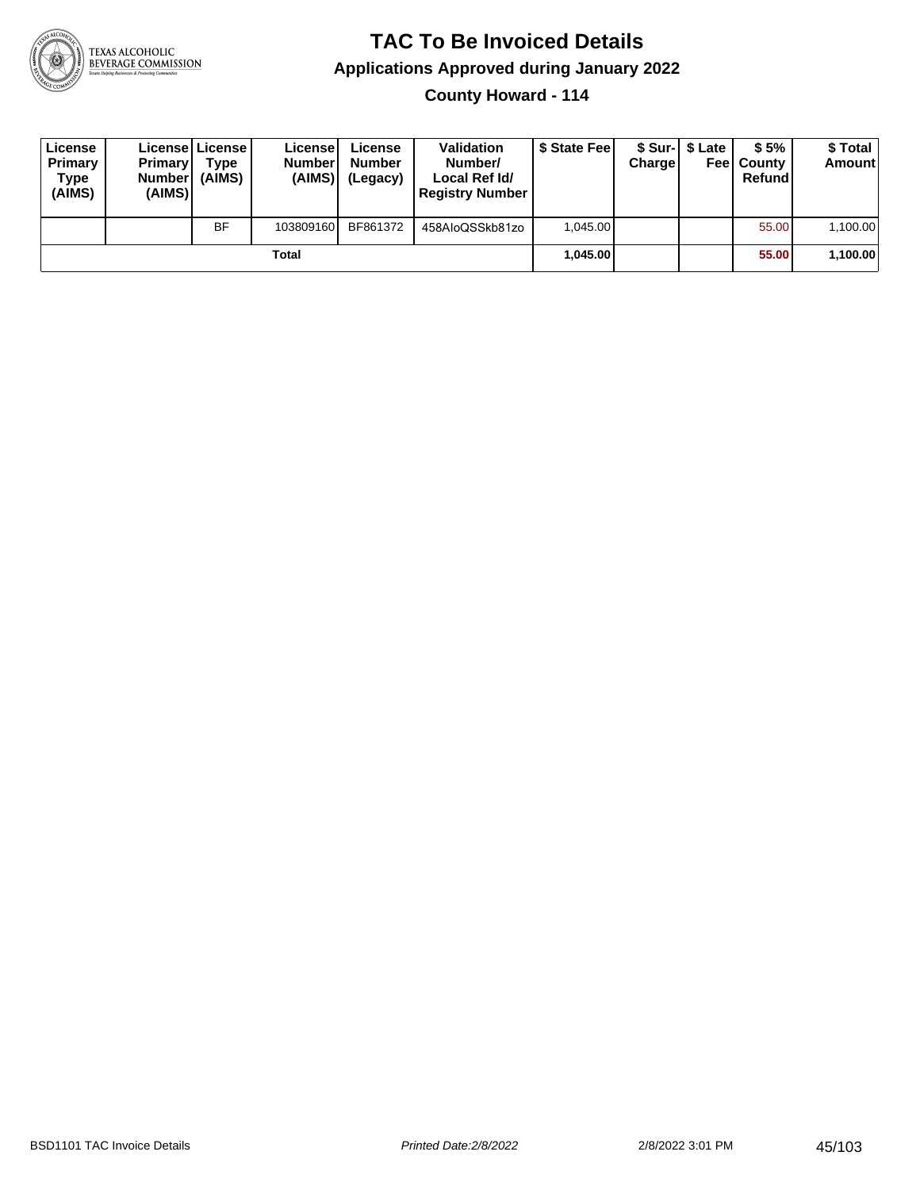# TAC To Be Invoiced Details

## Applications Approved during January 2022

### County Howard - 114

| License Primary Type (AIMS) | License Primary Number (AIMS) | License Type (AIMS) | License Number (AIMS) | License Number (Legacy) | Validation Number/ Local Ref Id/ Registry Number | $ State Fee | $ Sur-Charge | $ Late Fee | $ 5% County Refund | $ Total Amount |
|---|---|---|---|---|---|---|---|---|---|---|
| | | BF | 103809160 | BF861372 | 458AIoQSSkb81zo | 1,045.00 | | | 55.00 | 1,100.00 |
| | | | Total | | | **1,045.00** | | | **55.00** | **1,100.00** |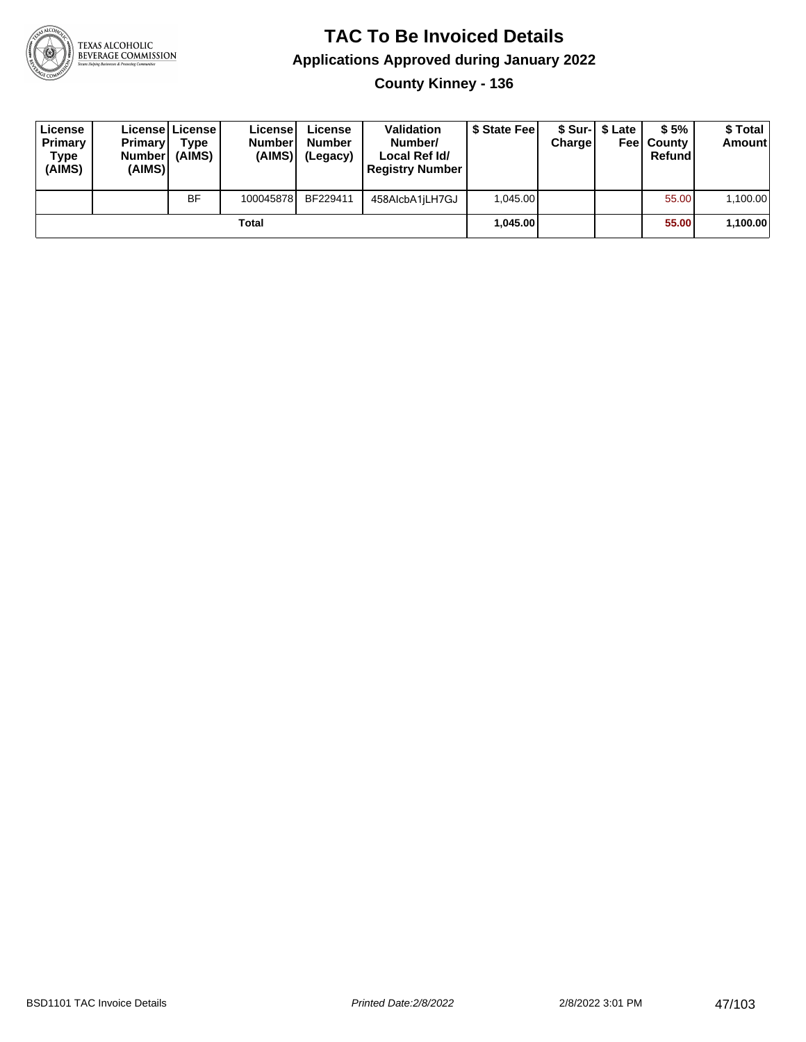# TAC To Be Invoiced Details

## Applications Approved during January 2022

### County Kinney - 136

| License Primary Type (AIMS) | License Primary Number (AIMS) | License Type (AIMS) | License Number (AIMS) | License Number (Legacy) | Validation Number/ Local Ref Id/ Registry Number | $ State Fee | $ Sur-Charge | $ Late Fee | $ 5% County Refund | $ Total Amount |
|---|---|---|---|---|---|---|---|---|---|---|
| | | BF | 100045878 | BF229411 | 458AlcbA1jLH7GJ | 1,045.00 | | | 55.00 | 1,100.00 |
| | | | **Total** | | | **1,045.00** | | | **55.00** | **1,100.00** |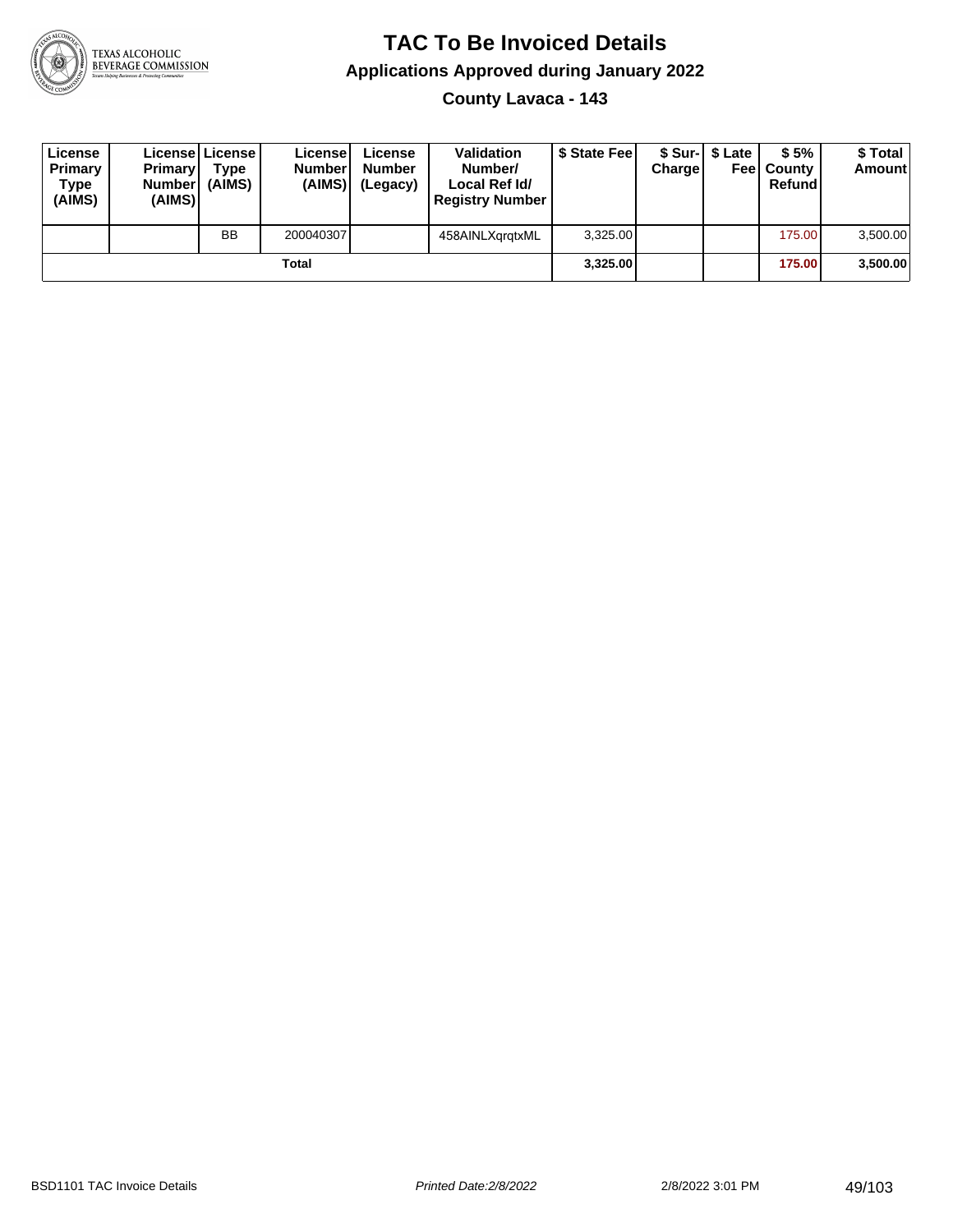# TAC To Be Invoiced Details

## Applications Approved during January 2022

### County Lavaca - 143

| License Primary Type (AIMS) | License Primary Number (AIMS) | License Type (AIMS) | License Number (AIMS) | License Number (Legacy) | Validation Number/ Local Ref Id/ Registry Number | $ State Fee | $ Sur-Charge | $ Late Fee | $ 5% County Refund | $ Total Amount |
|---|---|---|---|---|---|---|---|---|---|---|
| | | BB | 200040307 | | 458AINLXqrqtxML | 3,325.00 | | | 175.00 | 3,500.00 |
| | | | Total | | | **3,325.00** | | | **175.00** | **3,500.00** |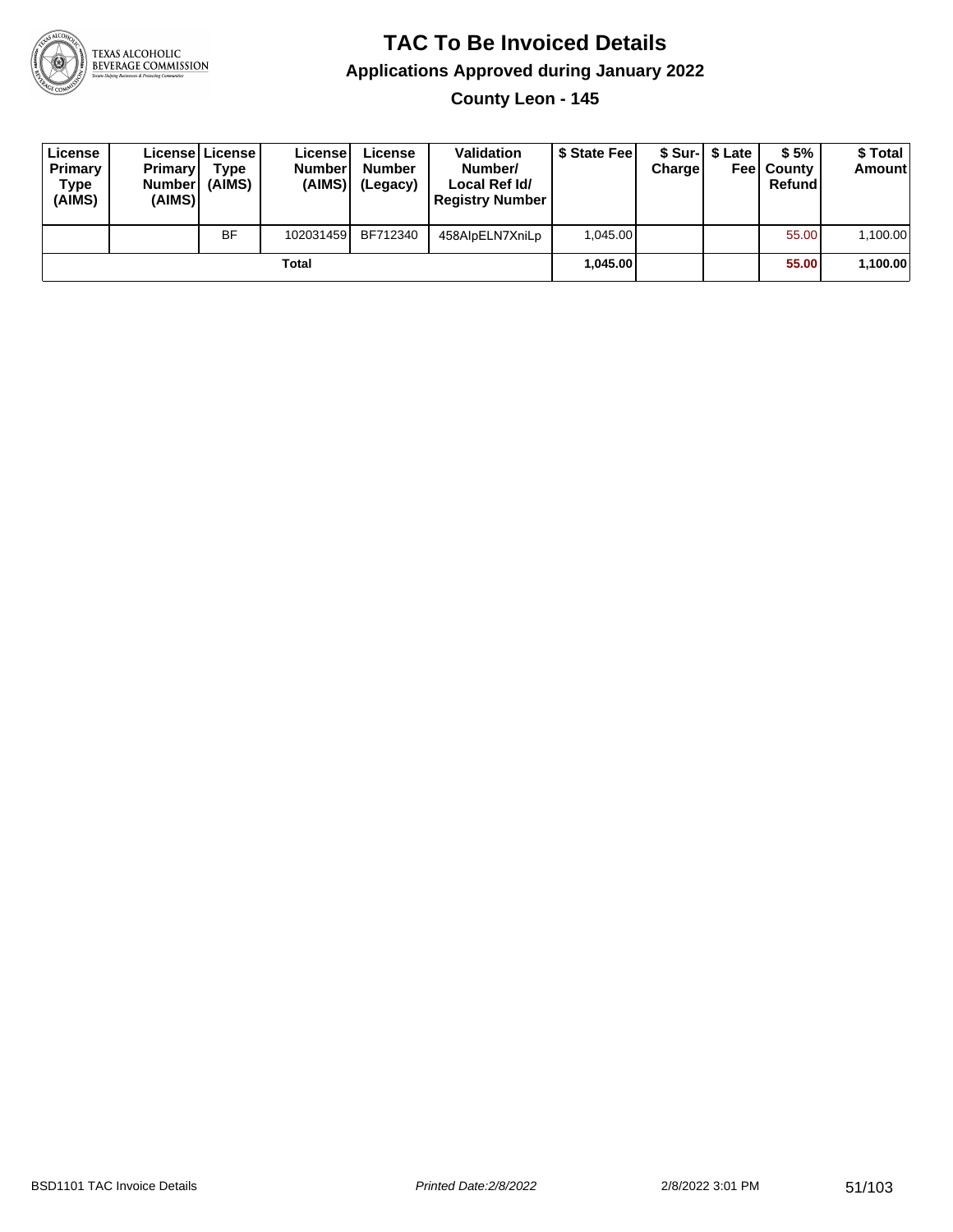# TAC To Be Invoiced Details

## Applications Approved during January 2022

### County Leon - 145

| License Primary Type (AIMS) | License Primary Number (AIMS) | License Type (AIMS) | License Number (AIMS) | License Number (Legacy) | Validation Number/ Local Ref Id/ Registry Number | $ State Fee | $ Sur-Charge | $ Late Fee | $ 5% County Refund | $ Total Amount |
|---|---|---|---|---|---|---|---|---|---|---|
| | | BF | 102031459 | BF712340 | 458AIpELN7XniLp | 1,045.00 | | | 55.00 | 1,100.00 |
| | | | Total | | | **1,045.00** | | | **55.00** | **1,100.00** |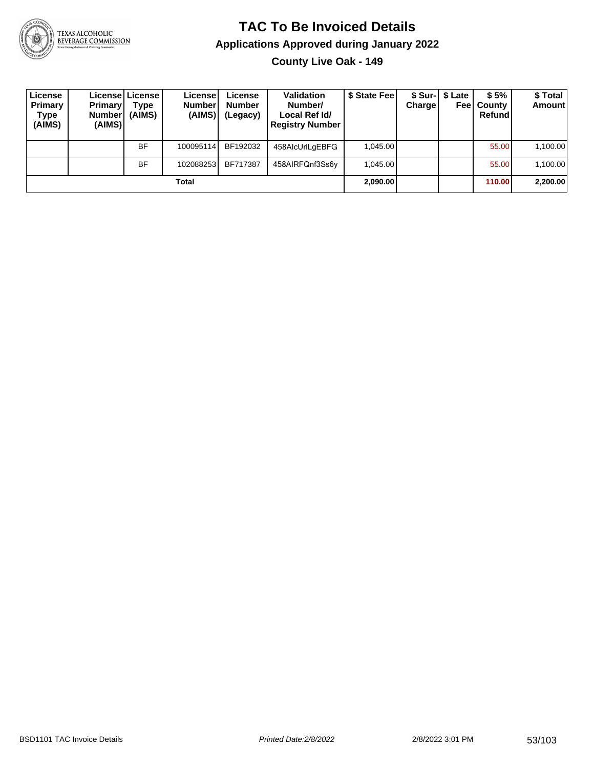# TAC To Be Invoiced Details

## Applications Approved during January 2022

### County Live Oak - 149

| License Primary Type (AIMS) | License Primary Number (AIMS) | License Type (AIMS) | License Number (AIMS) | License Number (Legacy) | Validation Number/ Local Ref Id/ Registry Number | $ State Fee | $ Sur-Charge | $ Late Fee | $ 5% County Refund | $ Total Amount |
|---|---|---|---|---|---|---|---|---|---|---|
| | | BF | 100095114 | BF192032 | 458AIcUrlLgEBFG | 1,045.00 | | | 55.00 | 1,100.00 |
| | | BF | 102088253 | BF717387 | 458AIRFQnf3Ss6y | 1,045.00 | | | 55.00 | 1,100.00 |
| **Total** | | | | | | **2,090.00** | | | **110.00** | **2,200.00** |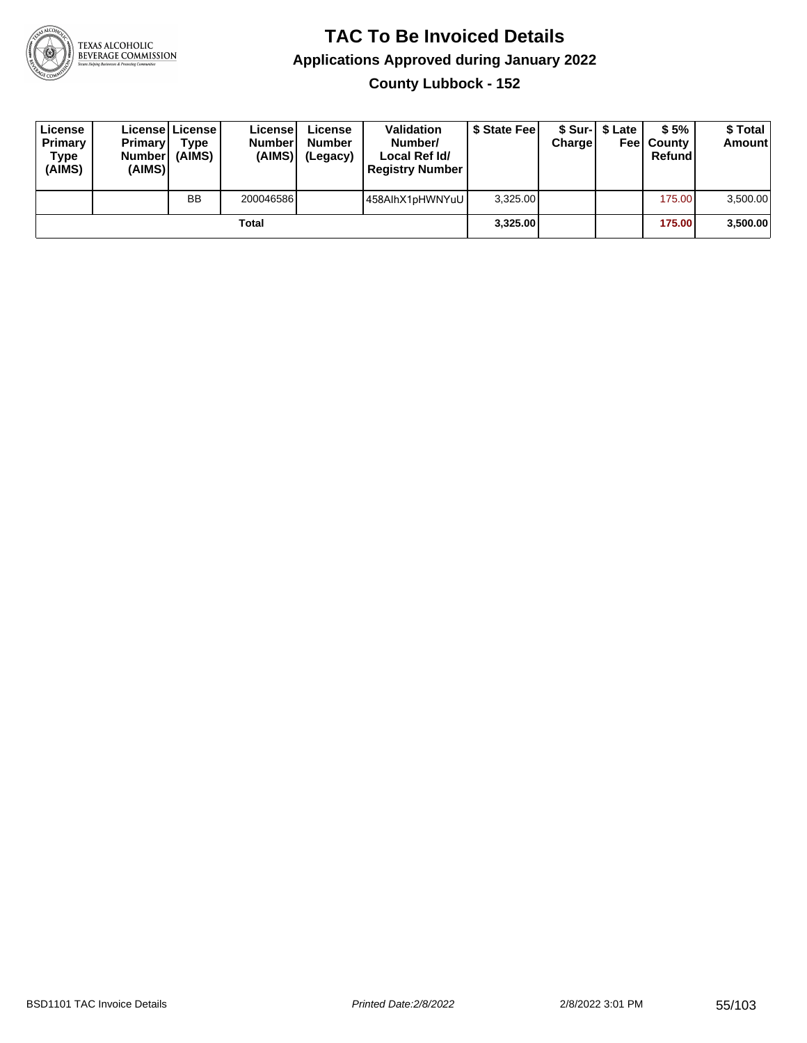# TAC To Be Invoiced Details

## Applications Approved during January 2022

### County Lubbock - 152

| License Primary Type (AIMS) | License Primary Number (AIMS) | License Type (AIMS) | License Number (AIMS) | License Number (Legacy) | Validation Number/ Local Ref Id/ Registry Number | $ State Fee | $ Sur-Charge | $ Late Fee | $ 5% County Refund | $ Total Amount |
|---|---|---|---|---|---|---|---|---|---|---|
| | | BB | 200046586 | | 458AlhX1pHWNYuU | 3,325.00 | | | 175.00 | 3,500.00 |
| **Total** | | | | | | **3,325.00** | | | **175.00** | **3,500.00** |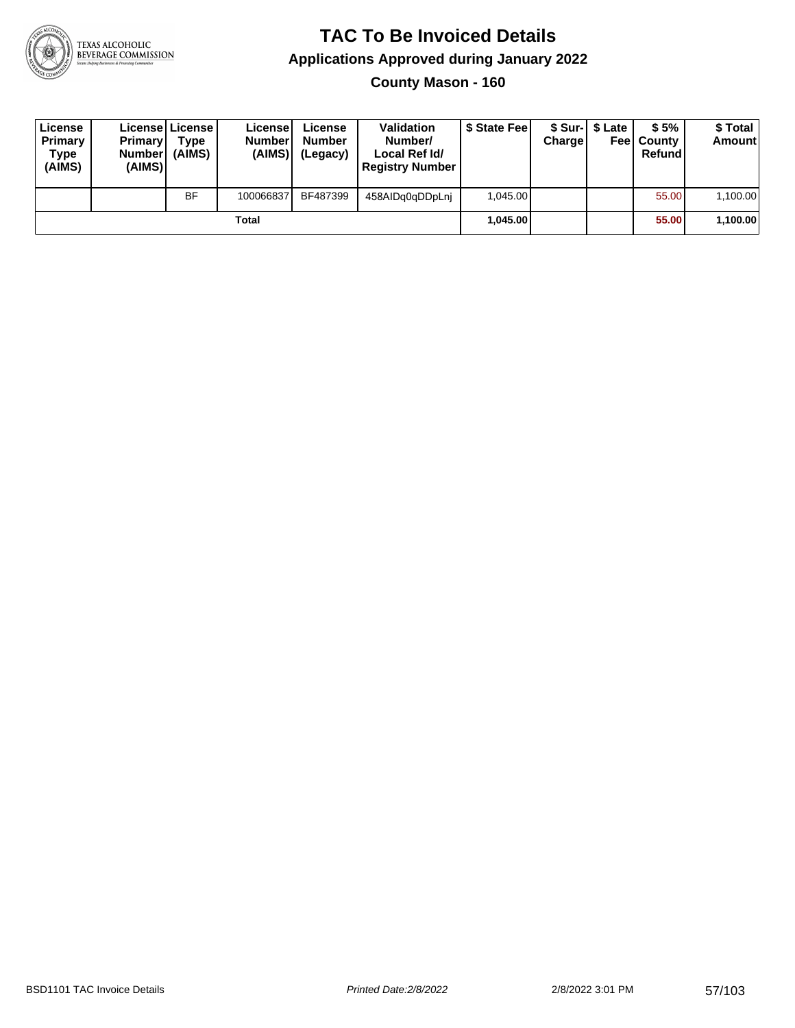# TAC To Be Invoiced Details

## Applications Approved during January 2022

### County Mason - 160

| License Primary Type (AIMS) | License Primary Number (AIMS) | License Type (AIMS) | License Number (AIMS) | License Number (Legacy) | Validation Number/ Local Ref Id/ Registry Number | $ State Fee | $ Sur-Charge | $ Late Fee | $ 5% County Refund | $ Total Amount |
|---|---|---|---|---|---|---|---|---|---|---|
| | | BF | 100066837 | BF487399 | 458AIDq0qDDpLnj | 1,045.00 | | | 55.00 | 1,100.00 |
| | | | Total | | | **1,045.00** | | | **55.00** | **1,100.00** |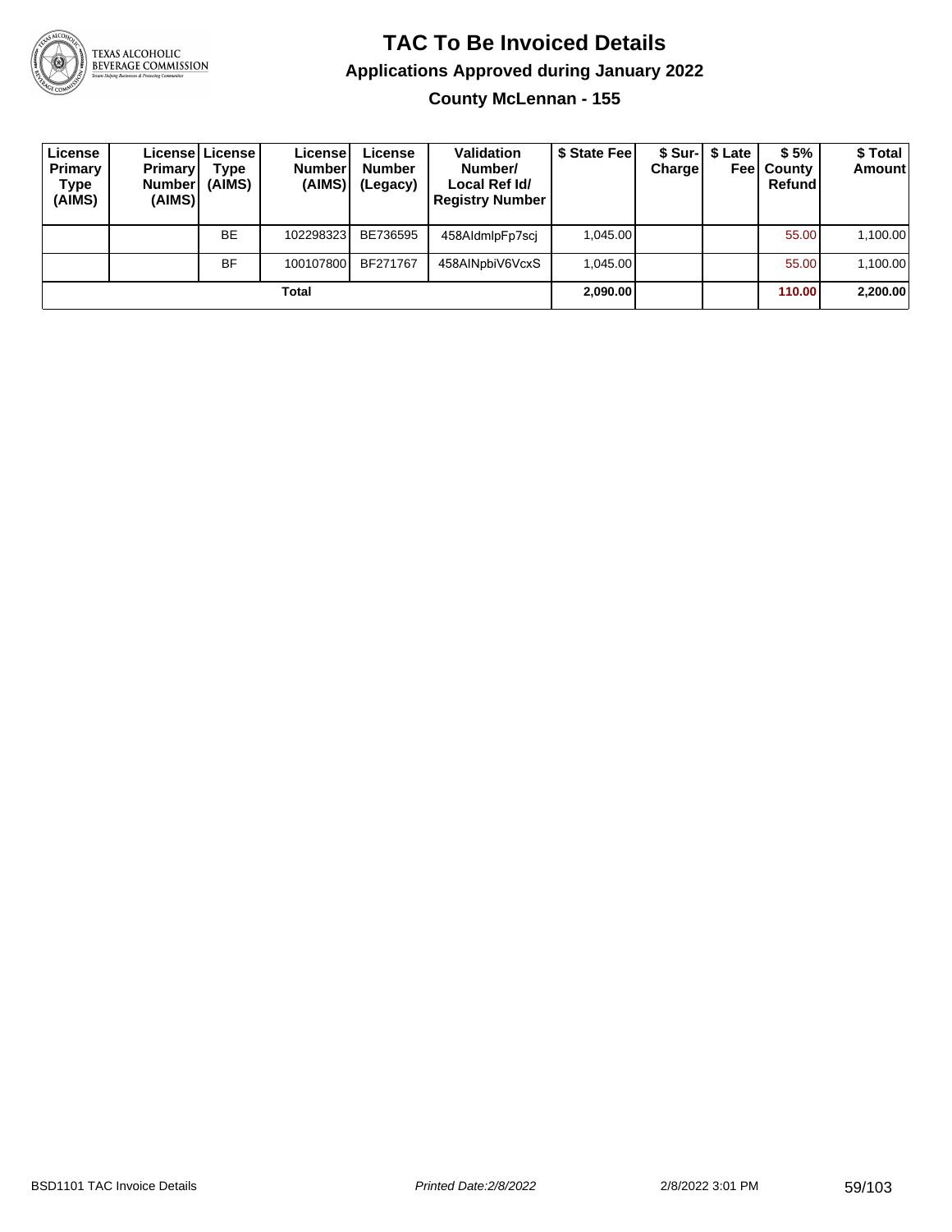# TAC To Be Invoiced Details

## Applications Approved during January 2022

### County McLennan - 155

| License Primary Type (AIMS) | License Primary Number (AIMS) | License Type (AIMS) | License Number (AIMS) | License Number (Legacy) | Validation Number/ Local Ref Id/ Registry Number | $ State Fee | $ Sur-Charge | $ Late Fee | $ 5% County Refund | $ Total Amount |
|---|---|---|---|---|---|---|---|---|---|---|
| | | BE | 102298323 | BE736595 | 458AldmlpFp7scj | 1,045.00 | | | 55.00 | 1,100.00 |
| | | BF | 100107800 | BF271767 | 458AINpbiV6VcxS | 1,045.00 | | | 55.00 | 1,100.00 |
| **Total** | | | | | | **2,090.00** | | | **110.00** | **2,200.00** |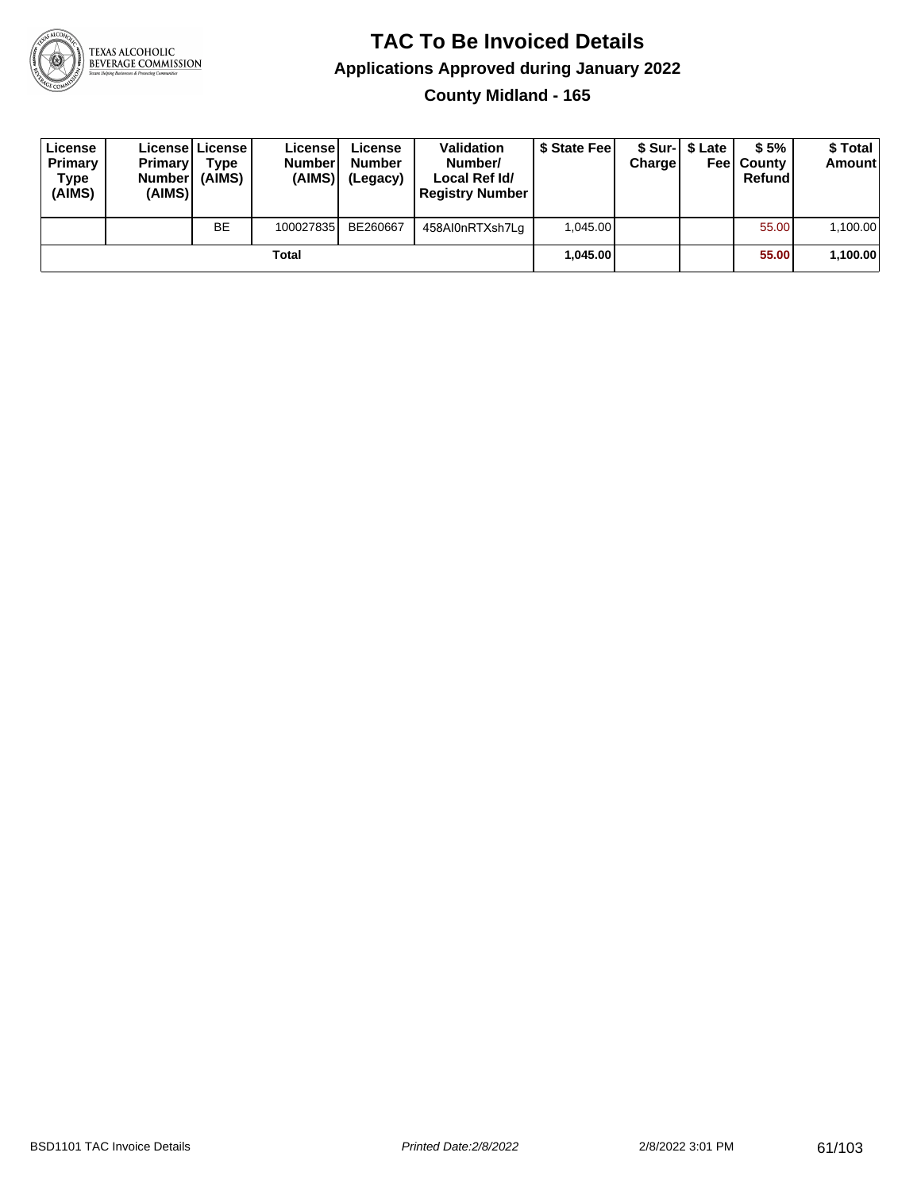# TAC To Be Invoiced Details

## Applications Approved during January 2022

### County Midland - 165

| License Primary Type (AIMS) | License Primary Number (AIMS) | License Type (AIMS) | License Number (AIMS) | License Number (Legacy) | Validation Number/ Local Ref Id/ Registry Number | $ State Fee | $ Sur-Charge | $ Late Fee | $ 5% County Refund | $ Total Amount |
|---|---|---|---|---|---|---|---|---|---|---|
| | | BE | 100027835 | BE260667 | 458AI0nRTXsh7Lg | 1,045.00 | | | 55.00 | 1,100.00 |
| | | | Total | | | **1,045.00** | | | **55.00** | **1,100.00** |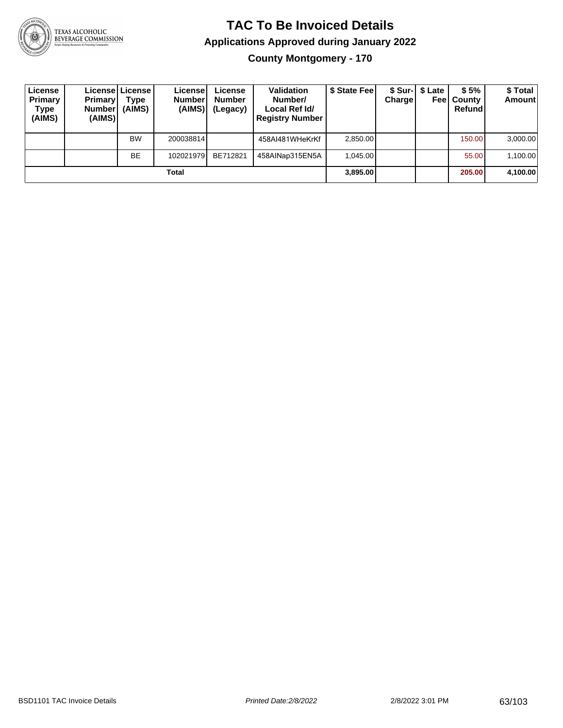# TAC To Be Invoiced Details

## Applications Approved during January 2022

### County Montgomery - 170

| License Primary Type (AIMS) | License Primary Number (AIMS) | License Type (AIMS) | License Number (AIMS) | License Number (Legacy) | Validation Number/ Local Ref Id/ Registry Number | $ State Fee | $ Sur-Charge | $ Late Fee | $ 5% County Refund | $ Total Amount |
|---|---|---|---|---|---|---|---|---|---|---|
| | | BW | 200038814 | | 458AI481WHeKrKf | 2,850.00 | | | 150.00 | 3,000.00 |
| | | BE | 102021979 | BE712821 | 458AINap315EN5A | 1,045.00 | | | 55.00 | 1,100.00 |
| **Total** | | | | | | **3,895.00** | | | **205.00** | **4,100.00** |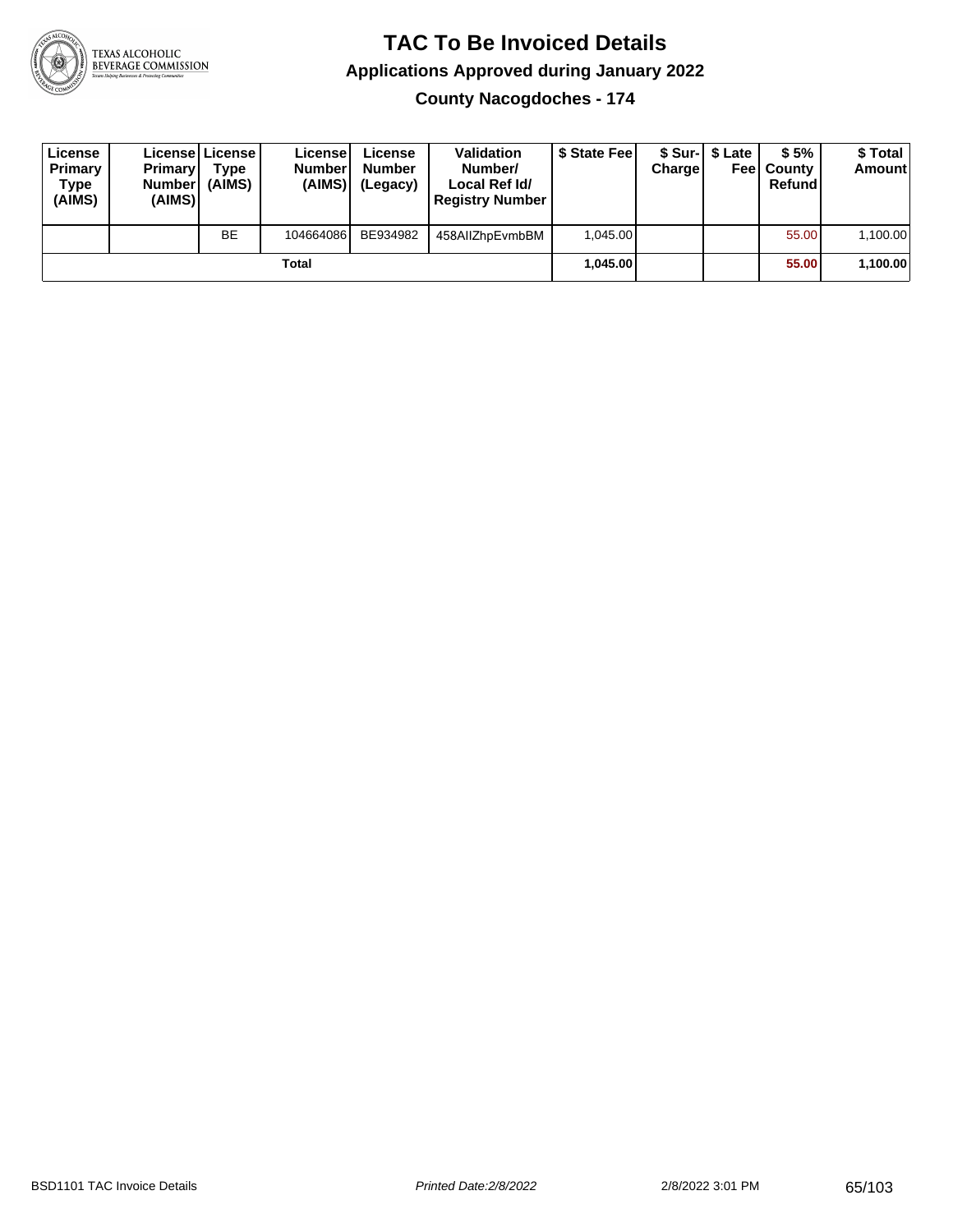# TAC To Be Invoiced Details

## Applications Approved during January 2022

### County Nacogdoches - 174

| License Primary Type (AIMS) | License Primary Number (AIMS) | License Type (AIMS) | License Number (AIMS) | License Number (Legacy) | Validation Number/ Local Ref Id/ Registry Number | $ State Fee | $ Sur-Charge | $ Late Fee | $ 5% County Refund | $ Total Amount |
|---|---|---|---|---|---|---|---|---|---|---|
| | | BE | 104664086 | BE934982 | 458AIIZhpEvmbBM | 1,045.00 | | | 55.00 | 1,100.00 |
| | | | **Total** | | | **1,045.00** | | | **55.00** | **1,100.00** |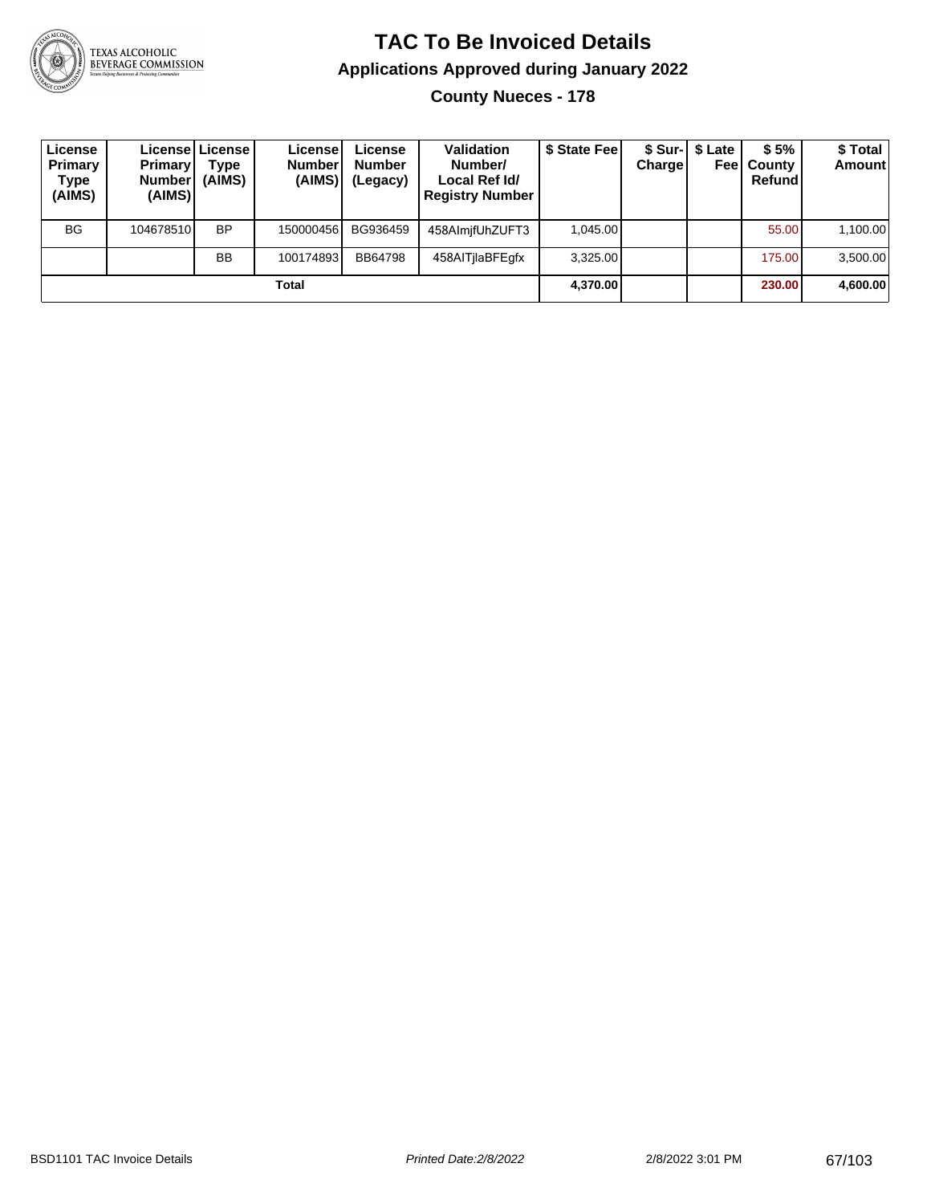# TAC To Be Invoiced Details

## Applications Approved during January 2022

### County Nueces - 178

| License Primary Type (AIMS) | License Primary Number (AIMS) | License Type (AIMS) | License Number (AIMS) | License Number (Legacy) | Validation Number/ Local Ref Id/ Registry Number | $ State Fee | $ Sur-Charge | $ Late Fee | $ 5% County Refund | $ Total Amount |
|---|---|---|---|---|---|---|---|---|---|---|
| BG | 104678510 | BP | 150000456 | BG936459 | 458AImjfUhZUFT3 | 1,045.00 | | | 55.00 | 1,100.00 |
| | | BB | 100174893 | BB64798 | 458AITjlaBFEgfx | 3,325.00 | | | 175.00 | 3,500.00 |
| **Total** | | | | | | **4,370.00** | | | **230.00** | **4,600.00** |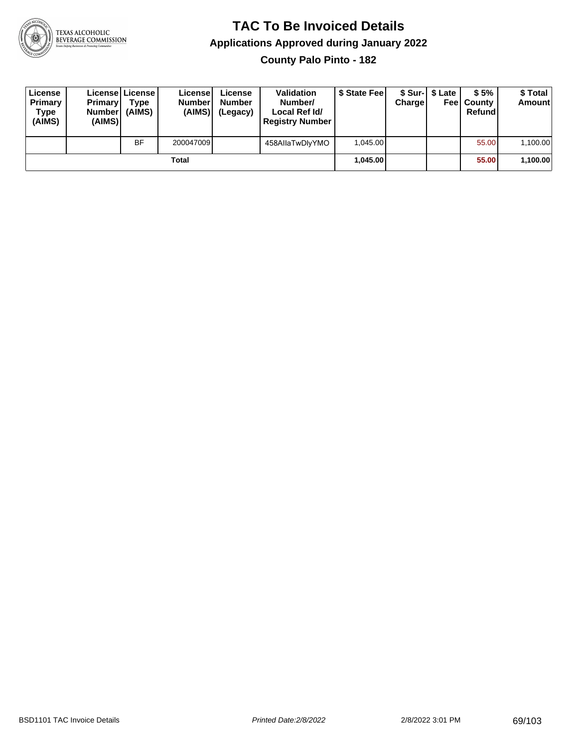# TAC To Be Invoiced Details

## Applications Approved during January 2022

### County Palo Pinto - 182

| License Primary Type (AIMS) | License Primary Number (AIMS) | License Type (AIMS) | License Number (AIMS) | License Number (Legacy) | Validation Number/ Local Ref Id/ Registry Number | $ State Fee | $ Sur-Charge | $ Late Fee | $ 5% County Refund | $ Total Amount |
|---|---|---|---|---|---|---|---|---|---|---|
| | | BF | 200047009 | | 458AIlaTwDlyYMO | 1,045.00 | | | 55.00 | 1,100.00 |
| | | | **Total** | | | **1,045.00** | | | **55.00** | **1,100.00** |

BSD1101 TAC Invoice Details *Printed Date:2/8/2022* 2/8/2022 3:01 PM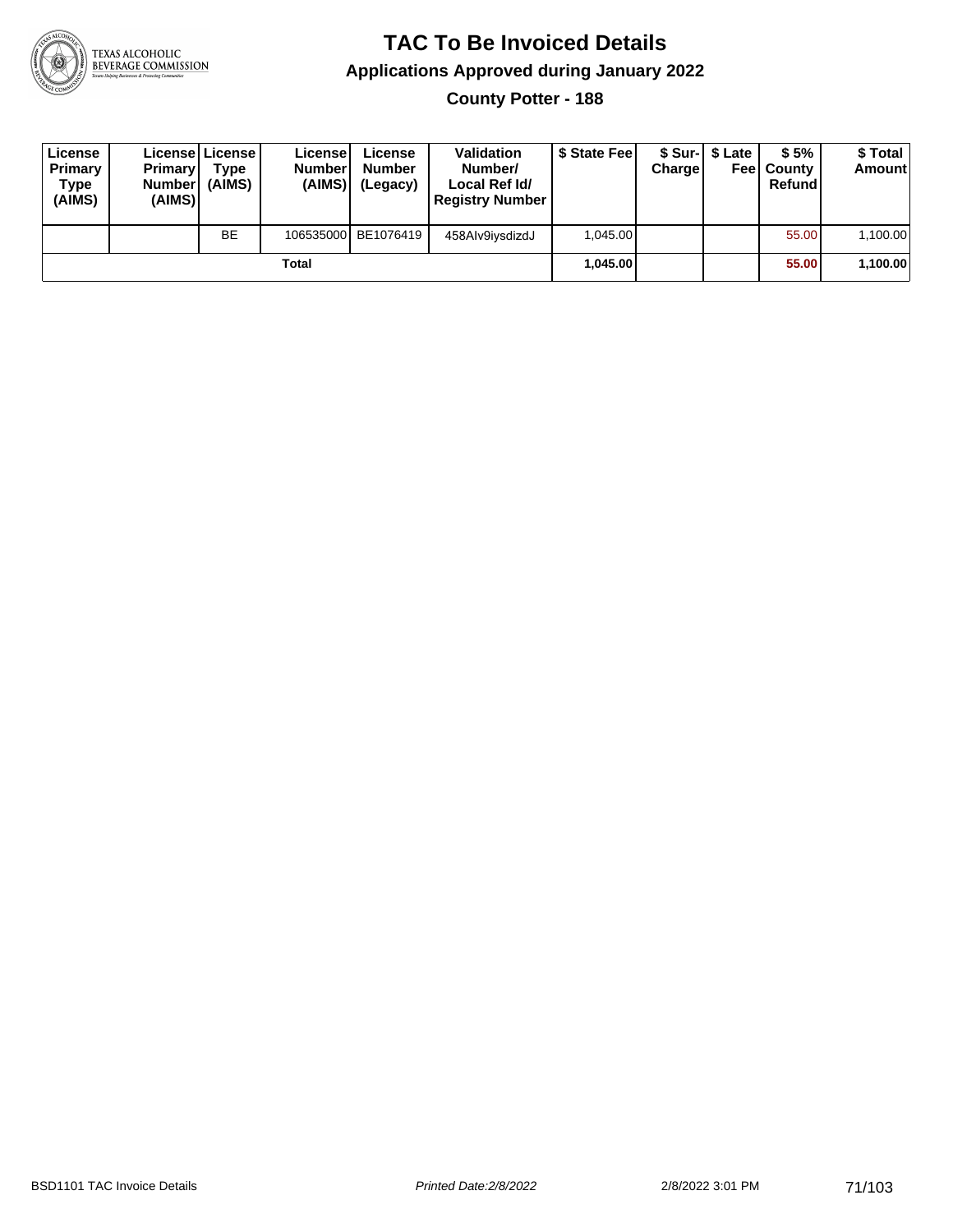# TAC To Be Invoiced Details

## Applications Approved during January 2022

### County Potter - 188

| License Primary Type (AIMS) | License Primary Number (AIMS) | License Type (AIMS) | License Number (AIMS) | License Number (Legacy) | Validation Number/ Local Ref Id/ Registry Number | $ State Fee | $ Sur-Charge | $ Late Fee | $ 5% County Refund | $ Total Amount |
|---|---|---|---|---|---|---|---|---|---|---|
| | | BE | 106535000 | BE1076419 | 458AIv9iysdizdJ | 1,045.00 | | | 55.00 | 1,100.00 |
| Total | | | | | | **1,045.00** | | | **55.00** | **1,100.00** |

BSD1101 TAC Invoice Details | *Printed Date:2/8/2022* | 2/8/2022 3:01 PM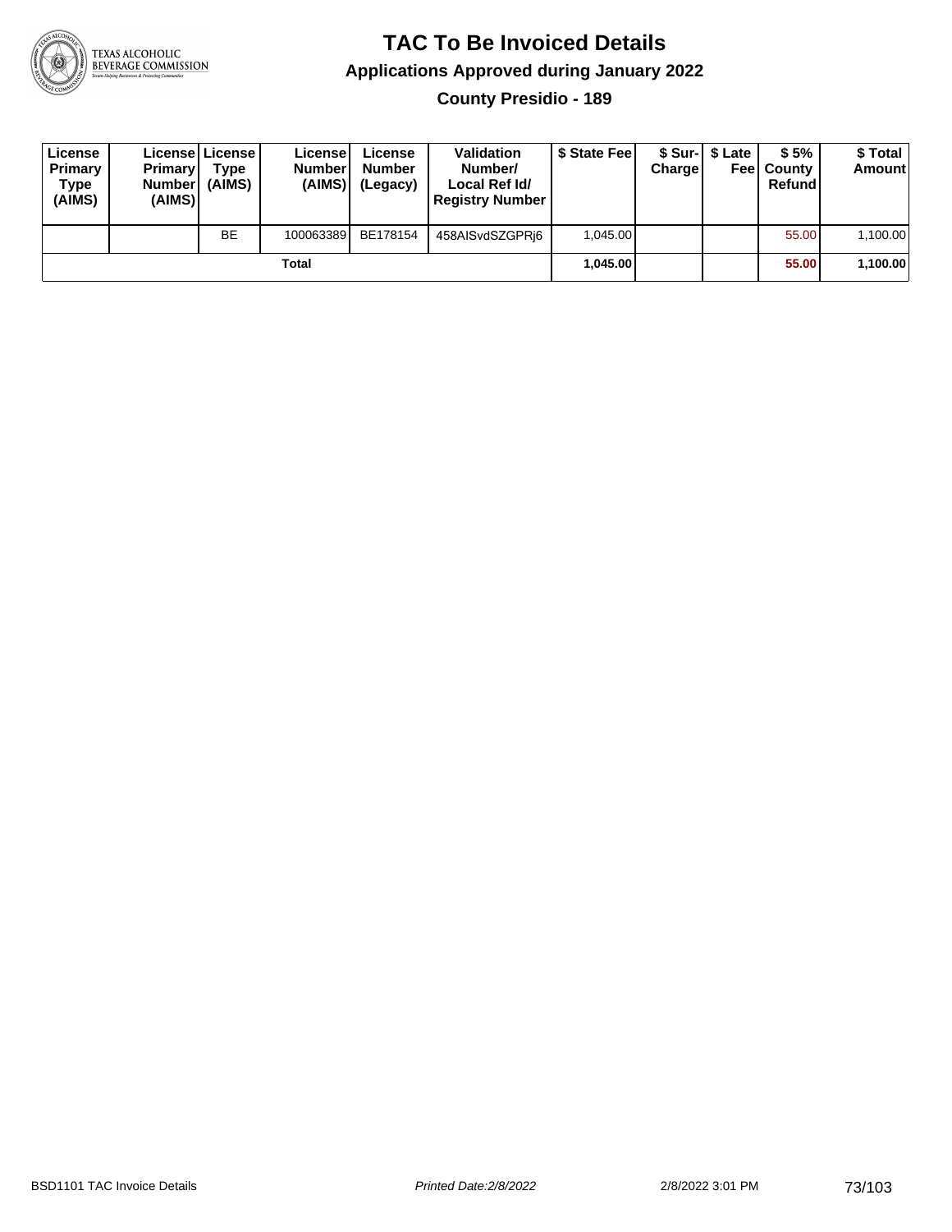# TAC To Be Invoiced Details

## Applications Approved during January 2022

### County Presidio - 189

| License Primary Type (AIMS) | License Primary Number (AIMS) | License Type (AIMS) | License Number (AIMS) | License Number (Legacy) | Validation Number/ Local Ref Id/ Registry Number | $ State Fee | $ Sur-Charge | $ Late Fee | $ 5% County Refund | $ Total Amount |
|---|---|---|---|---|---|---|---|---|---|---|
| | | BE | 100063389 | BE178154 | 458AISvdSZGPRj6 | 1,045.00 | | | 55.00 | 1,100.00 |
| | | | Total | | | **1,045.00** | | | **55.00** | **1,100.00** |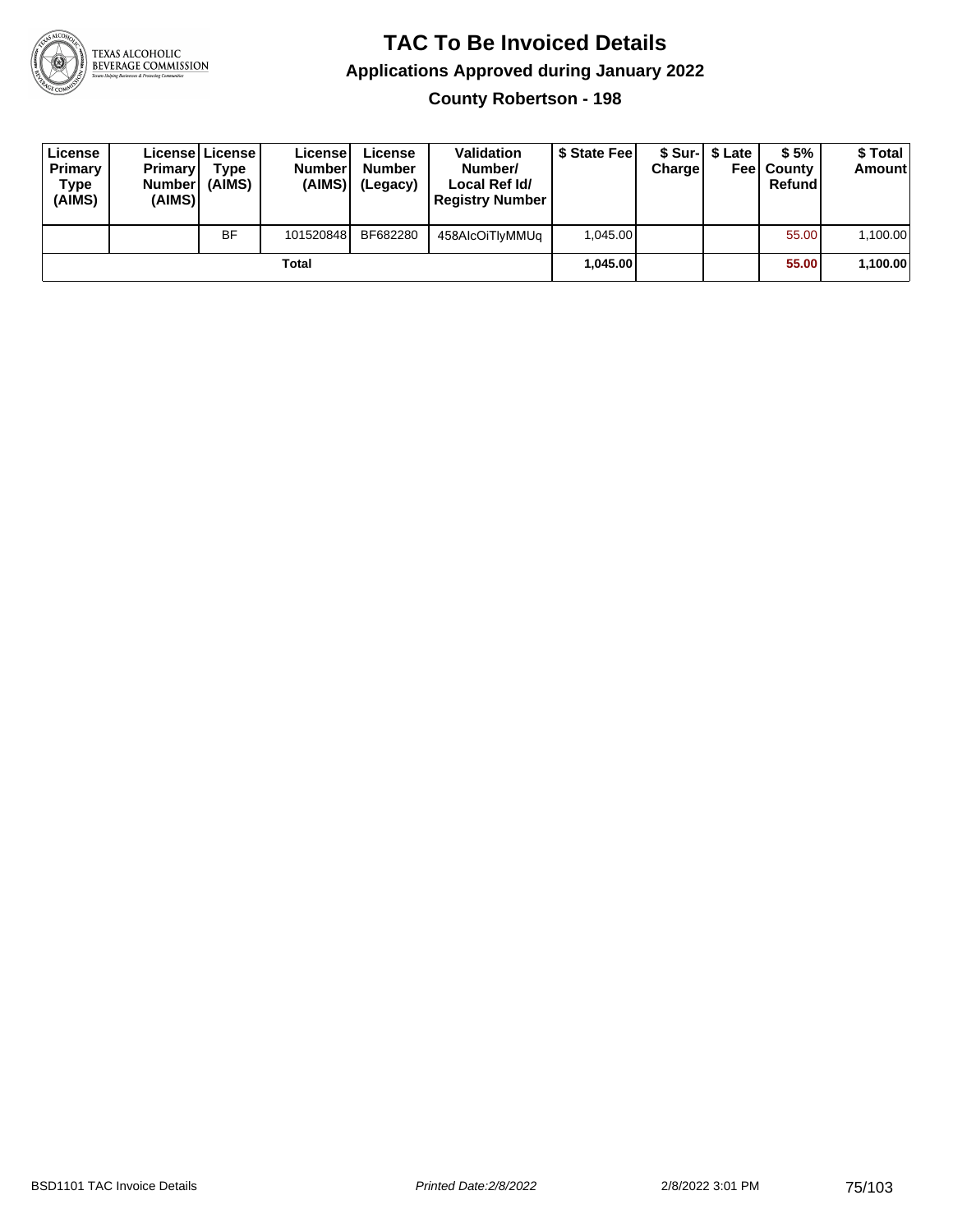# TAC To Be Invoiced Details

## Applications Approved during January 2022

### County Robertson - 198

| License Primary Type (AIMS) | License Primary Number (AIMS) | License Type (AIMS) | License Number (AIMS) | License Number (Legacy) | Validation Number/ Local Ref Id/ Registry Number | $ State Fee | $ Sur-Charge | $ Late Fee | $ 5% County Refund | $ Total Amount |
|---|---|---|---|---|---|---|---|---|---|---|
| | | BF | 101520848 | BF682280 | 458AIcOiTlyMMUq | 1,045.00 | | | 55.00 | 1,100.00 |
| | | | Total | | | **1,045.00** | | | **55.00** | **1,100.00** |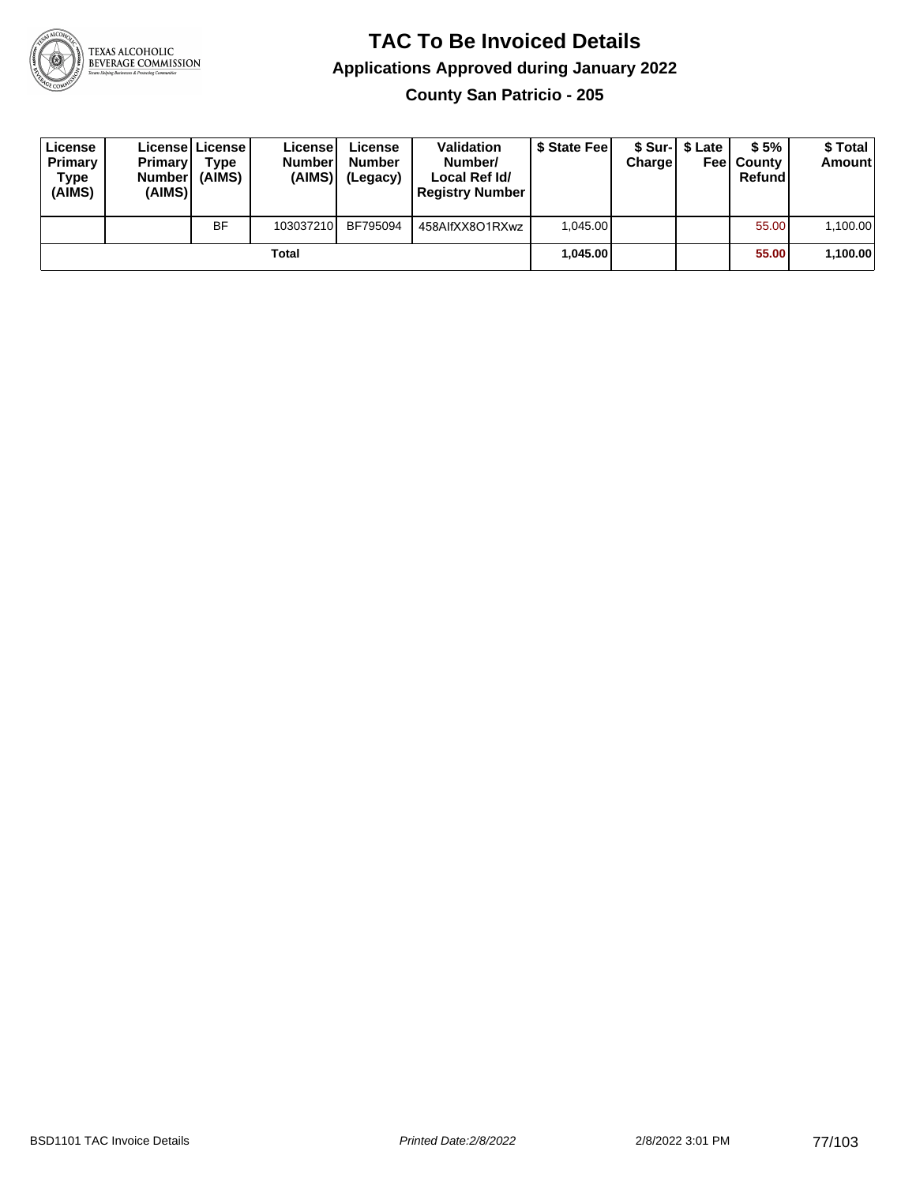# TAC To Be Invoiced Details

## Applications Approved during January 2022

### County San Patricio - 205

| License Primary Type (AIMS) | License Primary Number (AIMS) | License Type (AIMS) | License Number (AIMS) | License Number (Legacy) | Validation Number/ Local Ref Id/ Registry Number | $ State Fee | $ Sur-Charge | $ Late Fee | $ 5% County Refund | $ Total Amount |
|---|---|---|---|---|---|---|---|---|---|---|
| | | BF | 103037210 | BF795094 | 458AlfXX8O1RXwz | 1,045.00 | | | 55.00 | 1,100.00 |
| | | | Total | | | **1,045.00** | | | **55.00** | **1,100.00** |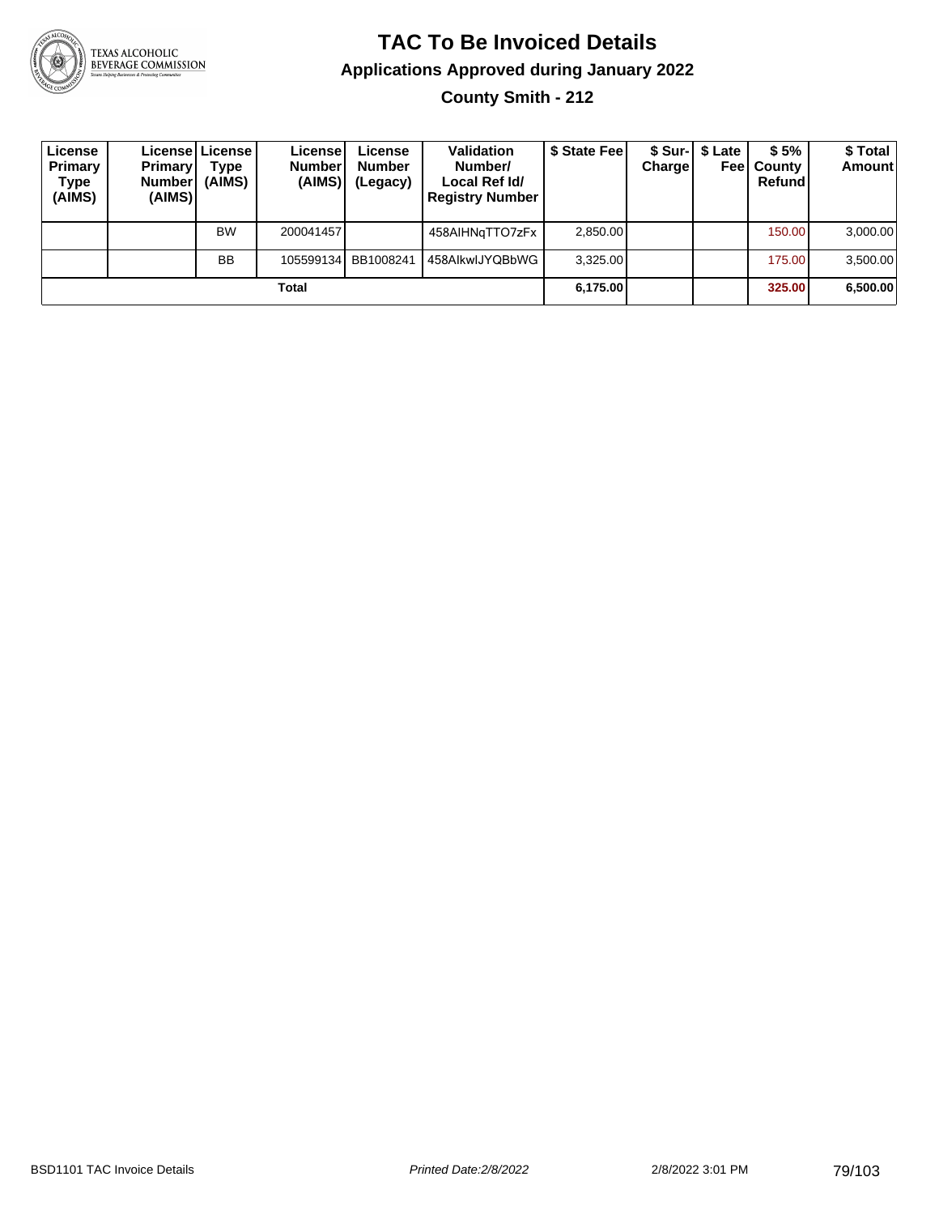# TAC To Be Invoiced Details

## Applications Approved during January 2022

### County Smith - 212

| License Primary Type (AIMS) | License Primary Number (AIMS) | License Type (AIMS) | License Number (AIMS) | License Number (Legacy) | Validation Number/ Local Ref Id/ Registry Number | $ State Fee | $ Sur-Charge | $ Late Fee | $ 5% County Refund | $ Total Amount |
|---|---|---|---|---|---|---|---|---|---|---|
| | | BW | 200041457 | | 458AIHNqTTO7zFx | 2,850.00 | | | 150.00 | 3,000.00 |
| | | BB | 105599134 | BB1008241 | 458AIkwIJYQBbWG | 3,325.00 | | | 175.00 | 3,500.00 |
| **Total** | | | | | | **6,175.00** | | | **325.00** | **6,500.00** |

BSD1101 TAC Invoice Details | *Printed Date:2/8/2022* | 2/8/2022 3:01 PM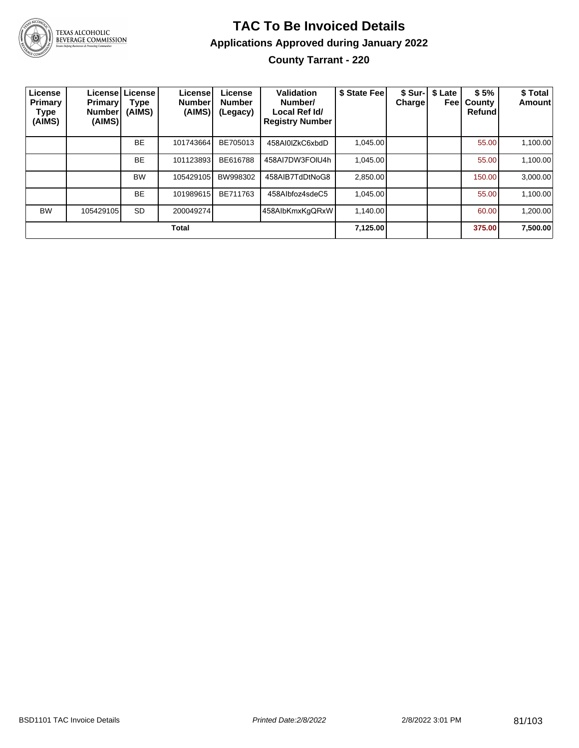# TAC To Be Invoiced Details

## Applications Approved during January 2022

### County Tarrant - 220

| License Primary Type (AIMS) | License Primary Number (AIMS) | License Type (AIMS) | License Number (AIMS) | License Number (Legacy) | Validation Number/ Local Ref Id/ Registry Number | $ State Fee | $ Sur-Charge | $ Late Fee | $ 5% County Refund | $ Total Amount |
|---|---|---|---|---|---|---|---|---|---|---|
| | | BE | 101743664 | BE705013 | 458AI0lZkC6xbdD | 1,045.00 | | | 55.00 | 1,100.00 |
| | | BE | 101123893 | BE616788 | 458AI7DW3FOlU4h | 1,045.00 | | | 55.00 | 1,100.00 |
| | | BW | 105429105 | BW998302 | 458AIB7TdDtNoG8 | 2,850.00 | | | 150.00 | 3,000.00 |
| | | BE | 101989615 | BE711763 | 458AIbfoz4sdeC5 | 1,045.00 | | | 55.00 | 1,100.00 |
| BW | 105429105 | SD | 200049274 | | 458AIbKmxKgQRxW | 1,140.00 | | | 60.00 | 1,200.00 |
| **Total** | | | | | | **7,125.00** | | | **375.00** | **7,500.00** |

BSD1101 TAC Invoice Details | *Printed Date:2/8/2022* | 2/8/2022 3:01 PM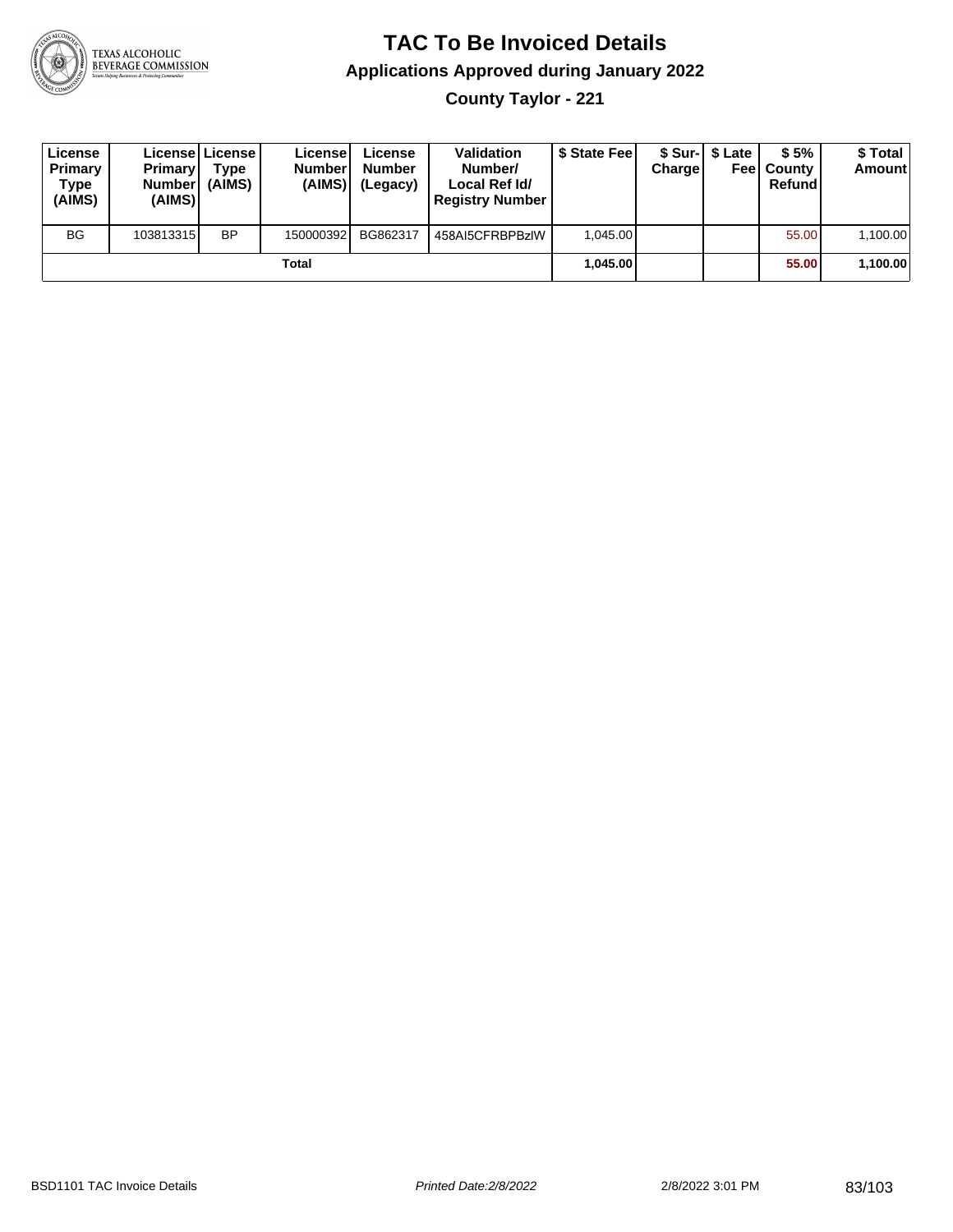# TAC To Be Invoiced Details

## Applications Approved during January 2022

### County Taylor - 221

| License Primary Type (AIMS) | License Primary Number (AIMS) | License Type (AIMS) | License Number (AIMS) | License Number (Legacy) | Validation Number/ Local Ref Id/ Registry Number | $ State Fee | $ Sur-Charge | $ Late Fee | $ 5% County Refund | $ Total Amount |
|---|---|---|---|---|---|---|---|---|---|---|
| BG | 103813315 | BP | 150000392 | BG862317 | 458AI5CFRBPBzlW | 1,045.00 | | | 55.00 | 1,100.00 |
| | | | Total | | | 1,045.00 | | | 55.00 | 1,100.00 |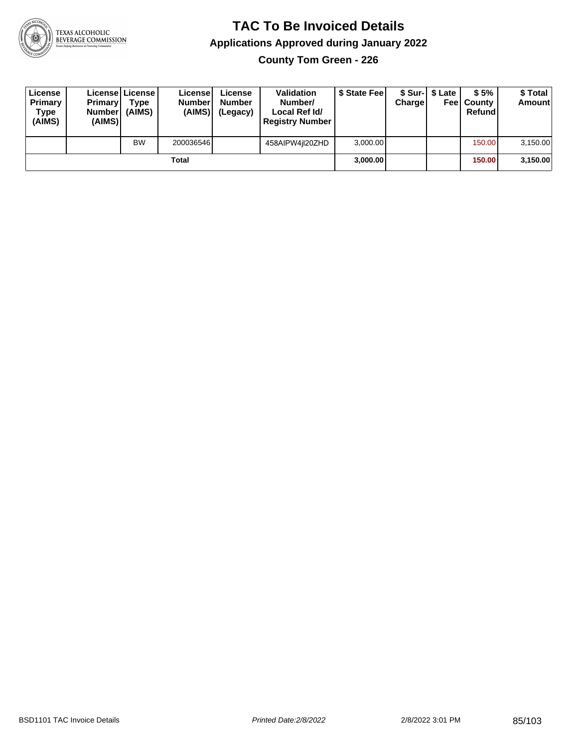# TAC To Be Invoiced Details

## Applications Approved during January 2022

### County Tom Green - 226

| License Primary Type (AIMS) | License Primary Number (AIMS) | License Type (AIMS) | License Number (AIMS) | License Number (Legacy) | Validation Number/ Local Ref Id/ Registry Number | $ State Fee | $ Sur-Charge | $ Late Fee | $ 5% County Refund | $ Total Amount |
|---|---|---|---|---|---|---|---|---|---|---|
| | | BW | 200036546 | | 458AIPW4jl20ZHD | 3,000.00 | | | 150.00 | 3,150.00 |
| | | | **Total** | | | **3,000.00** | | | **150.00** | **3,150.00** |

BSD1101 TAC Invoice Details | *Printed Date:2/8/2022* | 2/8/2022 3:01 PM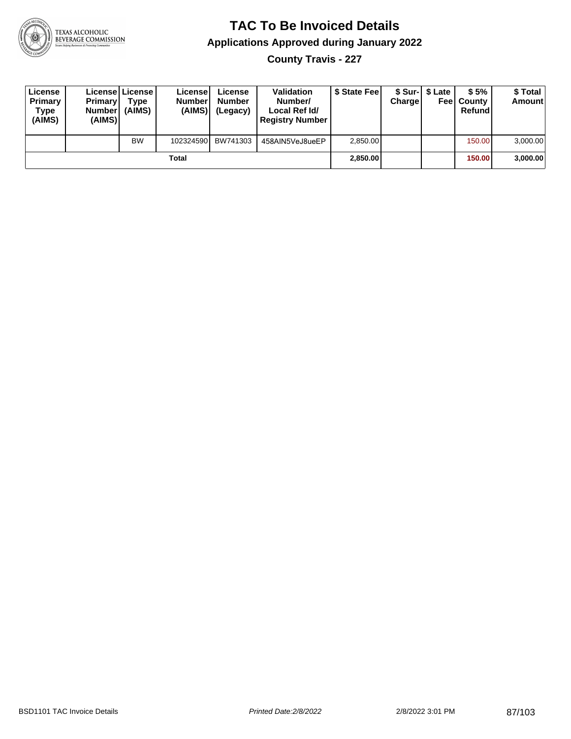# TAC To Be Invoiced Details

## Applications Approved during January 2022

### County Travis - 227

| License Primary Type (AIMS) | License Primary Number (AIMS) | License Type (AIMS) | License Number (AIMS) | License Number (Legacy) | Validation Number/ Local Ref Id/ Registry Number | $ State Fee | $ Sur-Charge | $ Late Fee | $ 5% County Refund | $ Total Amount |
|---|---|---|---|---|---|---|---|---|---|---|
| | | BW | 102324590 | BW741303 | 458AIN5VeJ8ueEP | 2,850.00 | | | 150.00 | 3,000.00 |
| | | | **Total** | | | **2,850.00** | | | **150.00** | **3,000.00** |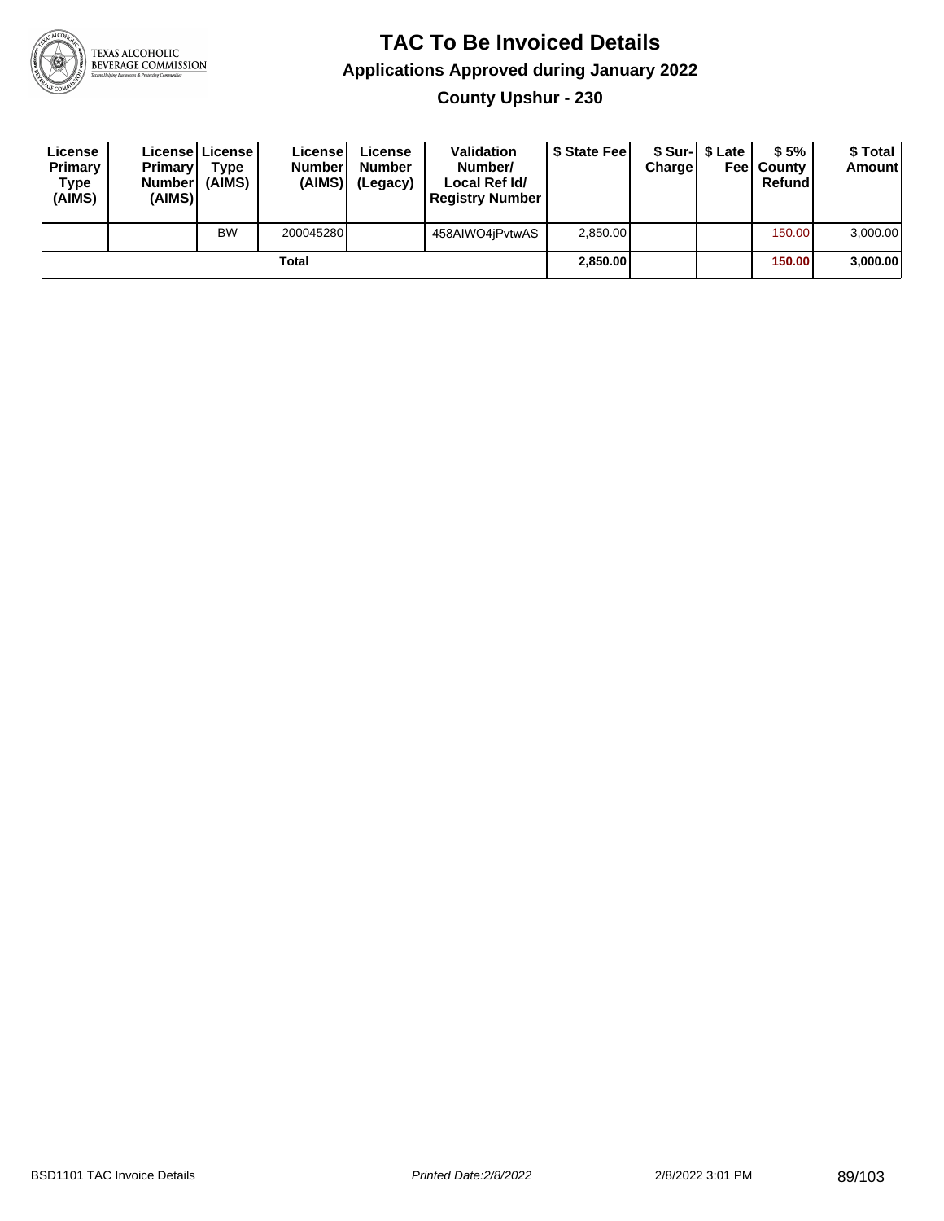# TAC To Be Invoiced Details

## Applications Approved during January 2022

### County Upshur - 230

| License Primary Type (AIMS) | License Primary Number (AIMS) | License Type (AIMS) | License Number (AIMS) | License Number (Legacy) | Validation Number/ Local Ref Id/ Registry Number | $ State Fee | $ Sur-Charge | $ Late Fee | $ 5% County Refund | $ Total Amount |
|---|---|---|---|---|---|---|---|---|---|---|
| | | BW | 200045280 | | 458AIWO4jPvtwAS | 2,850.00 | | | 150.00 | 3,000.00 |
| | | | **Total** | | | **2,850.00** | | | **150.00** | **3,000.00** |

BSD1101 TAC Invoice Details | *Printed Date:2/8/2022* | 2/8/2022 3:01 PM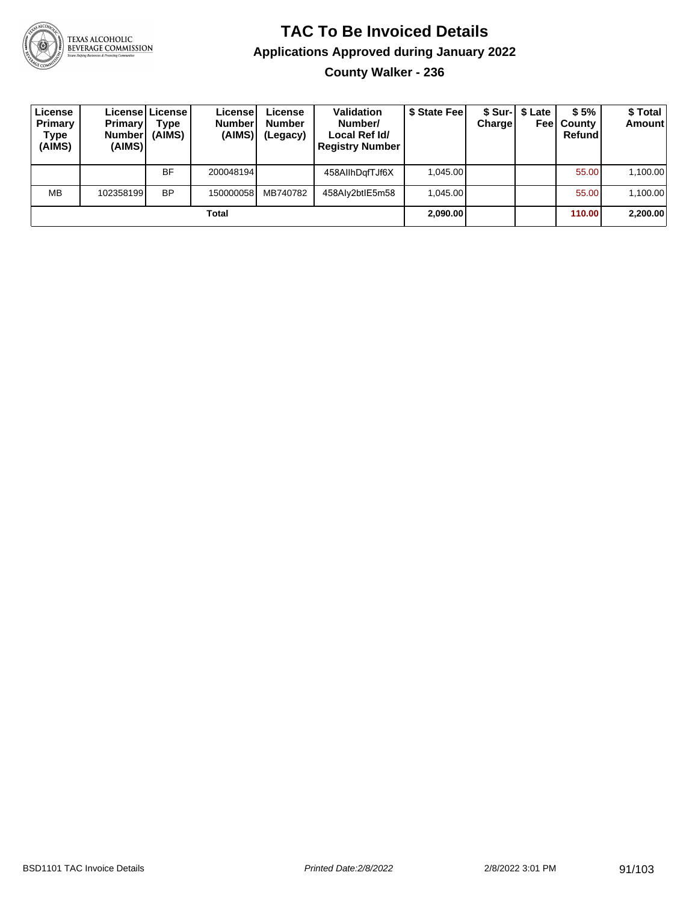# TAC To Be Invoiced Details

## Applications Approved during January 2022

### County Walker - 236

| License Primary Type (AIMS) | License Primary Number (AIMS) | License Type (AIMS) | License Number (AIMS) | License Number (Legacy) | Validation Number/ Local Ref Id/ Registry Number | $ State Fee | $ Sur-Charge | $ Late Fee | $ 5% County Refund | $ Total Amount |
|---|---|---|---|---|---|---|---|---|---|---|
| | | BF | 200048194 | | 458AIlhDqfTJf6X | 1,045.00 | | | 55.00 | 1,100.00 |
| MB | 102358199 | BP | 150000058 | MB740782 | 458Aly2btIE5m58 | 1,045.00 | | | 55.00 | 1,100.00 |
| **Total** | | | | | | **2,090.00** | | | **110.00** | **2,200.00** |

BSD1101 TAC Invoice Details | *Printed Date:2/8/2022* | 2/8/2022 3:01 PM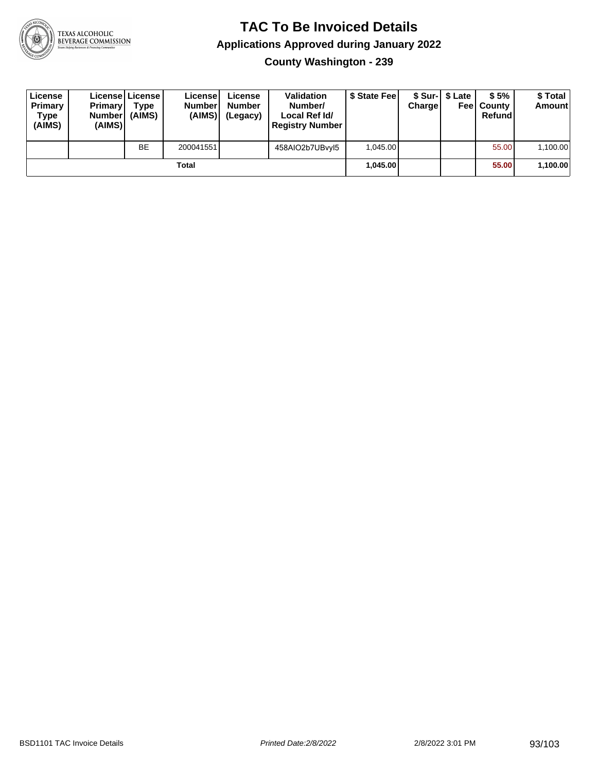# TAC To Be Invoiced Details

## Applications Approved during January 2022

### County Washington - 239

| License Primary Type (AIMS) | License Primary Number (AIMS) | License Type (AIMS) | License Number (AIMS) | License Number (Legacy) | Validation Number/ Local Ref Id/ Registry Number | $ State Fee | $ Sur-Charge | $ Late Fee | $ 5% County Refund | $ Total Amount |
|---|---|---|---|---|---|---|---|---|---|---|
| | | BE | 200041551 | | 458AIO2b7UBvyl5 | 1,045.00 | | | 55.00 | 1,100.00 |
| | | | **Total** | | | **1,045.00** | | | **55.00** | **1,100.00** |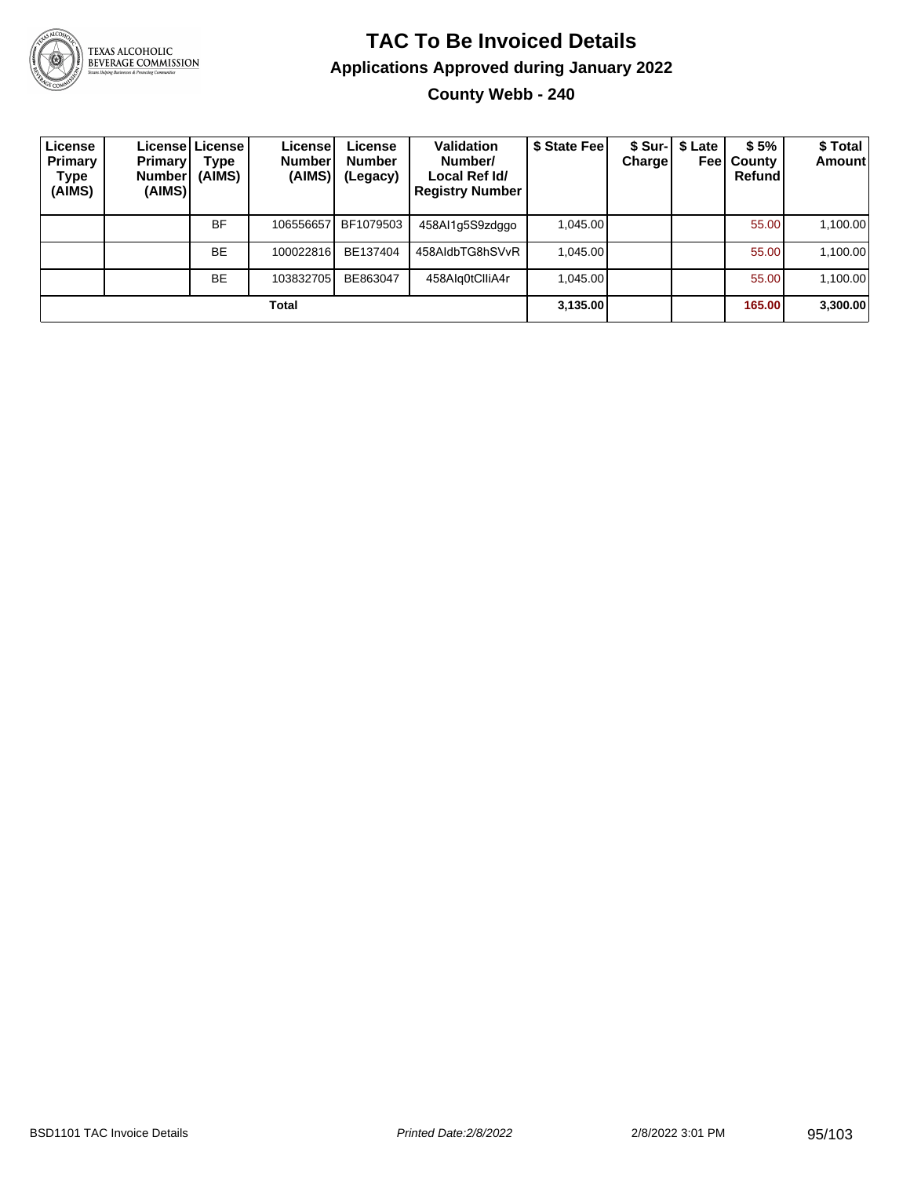# TAC To Be Invoiced Details

## Applications Approved during January 2022

### County Webb - 240

| License Primary Type (AIMS) | License Primary Number (AIMS) | License Type (AIMS) | License Number (AIMS) | License Number (Legacy) | Validation Number/ Local Ref Id/ Registry Number | $ State Fee | $ Sur-Charge | $ Late Fee | $ 5% County Refund | $ Total Amount |
|---|---|---|---|---|---|---|---|---|---|---|
| | | BF | 106556657 | BF1079503 | 458AI1g5S9zdggo | 1,045.00 | | | 55.00 | 1,100.00 |
| | | BE | 100022816 | BE137404 | 458AIdbTG8hSVvR | 1,045.00 | | | 55.00 | 1,100.00 |
| | | BE | 103832705 | BE863047 | 458AIq0tClliA4r | 1,045.00 | | | 55.00 | 1,100.00 |
| **Total** | | | | | | **3,135.00** | | | **165.00** | **3,300.00** |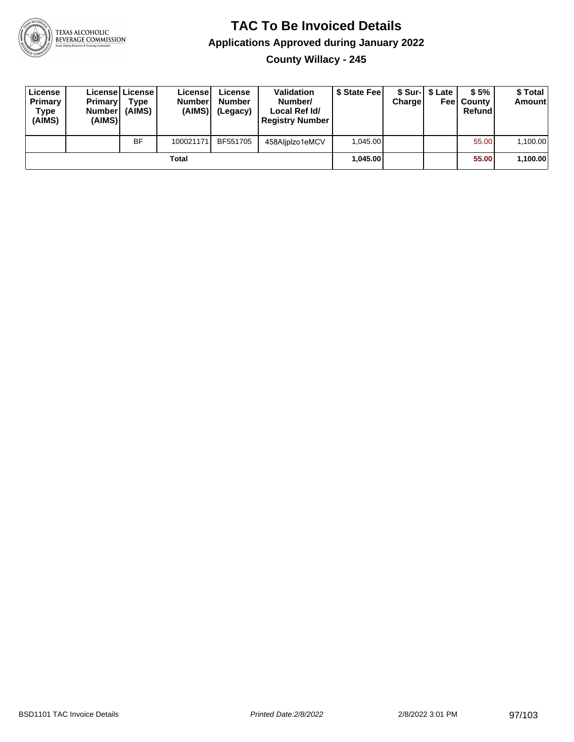# TAC To Be Invoiced Details

## Applications Approved during January 2022

### County Willacy - 245

| License Primary Type (AIMS) | License Primary Number (AIMS) | License Type (AIMS) | License Number (AIMS) | License Number (Legacy) | Validation Number/ Local Ref Id/ Registry Number | $ State Fee | $ Sur-Charge | $ Late Fee | $ 5% County Refund | $ Total Amount |
|---|---|---|---|---|---|---|---|---|---|---|
| | | BF | 100021171 | BF551705 | 458Aljplzo1eMCV | 1,045.00 | | | 55.00 | 1,100.00 |
| | | | Total | | | **1,045.00** | | | **55.00** | **1,100.00** |

BSD1101 TAC Invoice Details | *Printed Date:2/8/2022* | 2/8/2022 3:01 PM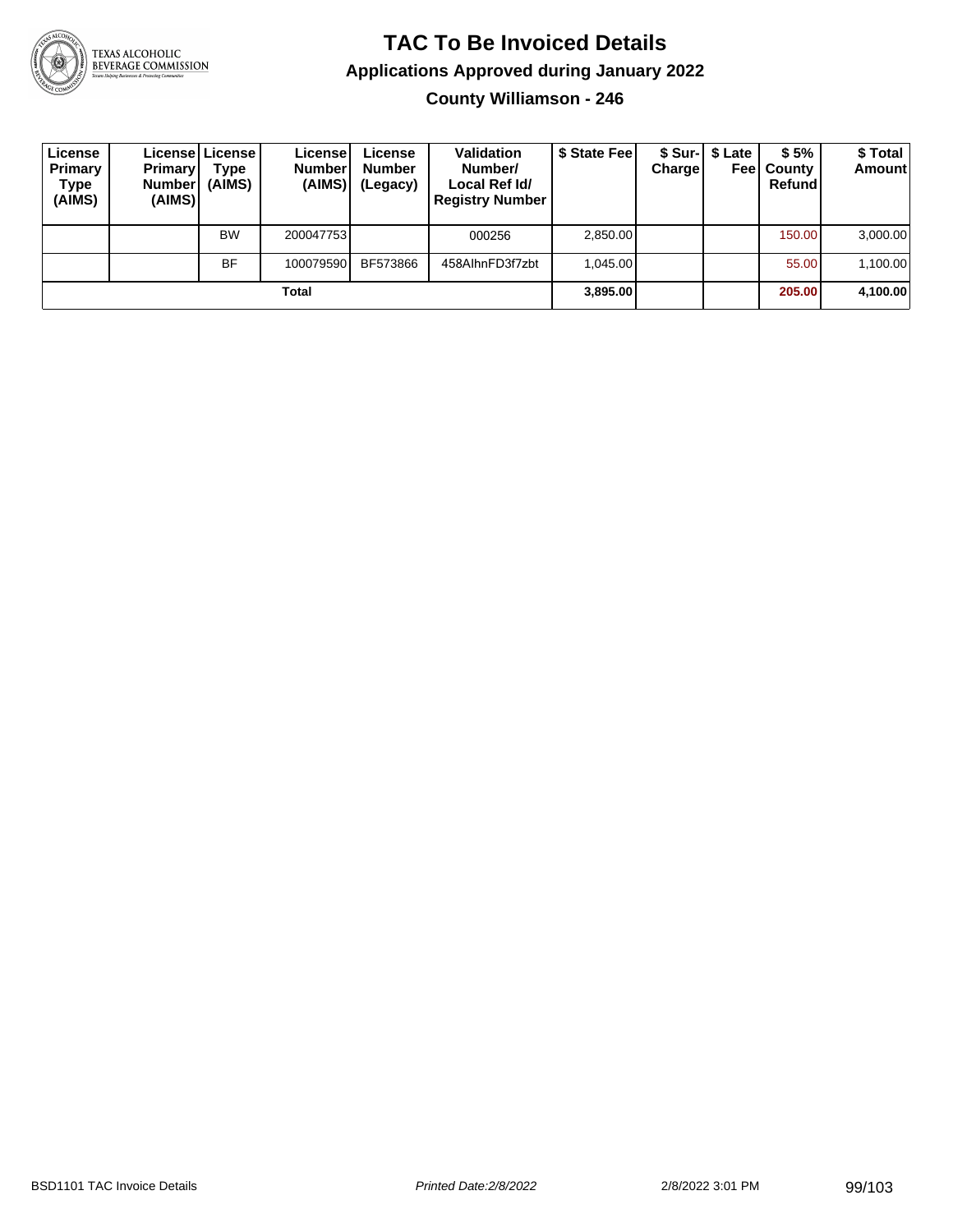# TAC To Be Invoiced Details

## Applications Approved during January 2022

### County Williamson - 246

| License Primary Type (AIMS) | License Primary Number (AIMS) | License Type (AIMS) | License Number (AIMS) | License Number (Legacy) | Validation Number/ Local Ref Id/ Registry Number | $ State Fee | $ Sur-Charge | $ Late Fee | $ 5% County Refund | $ Total Amount |
|---|---|---|---|---|---|---|---|---|---|---|
| | | BW | 200047753 | | 000256 | 2,850.00 | | | 150.00 | 3,000.00 |
| | | BF | 100079590 | BF573866 | 458AlhnFD3f7zbt | 1,045.00 | | | 55.00 | 1,100.00 |
| **Total** | | | | | | **3,895.00** | | | **205.00** | **4,100.00** |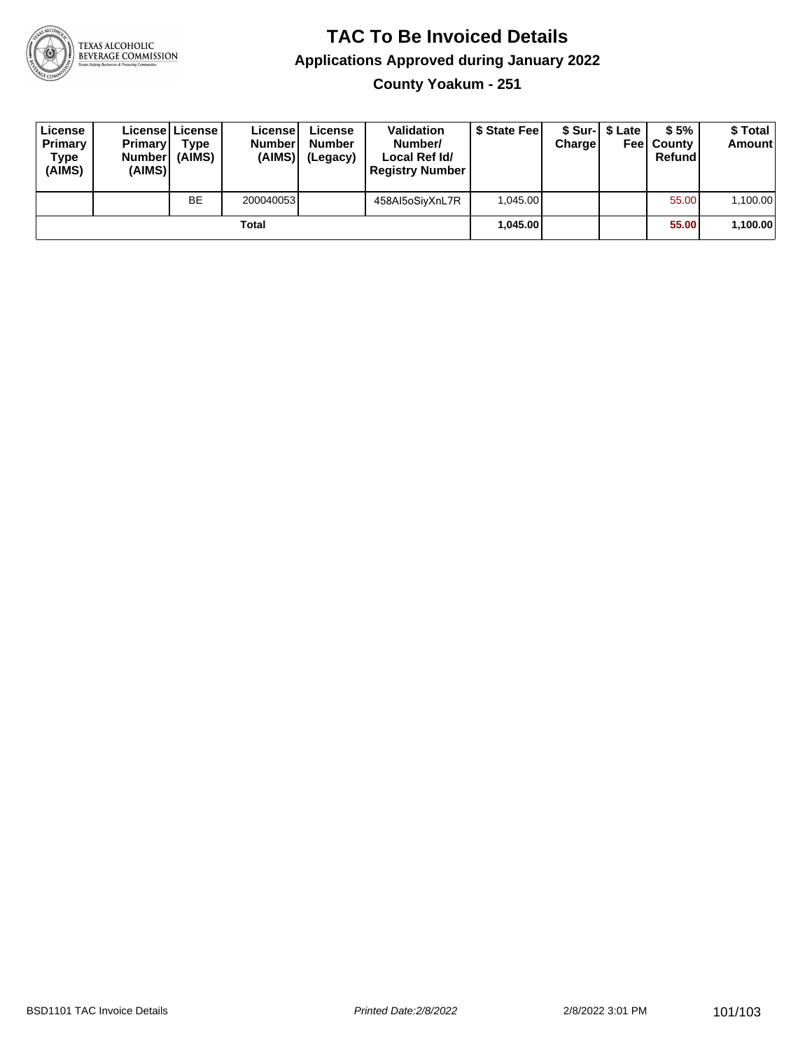# TAC To Be Invoiced Details

## Applications Approved during January 2022

### County Yoakum - 251

| License Primary Type (AIMS) | License Primary Number (AIMS) | License Type (AIMS) | License Number (AIMS) | License Number (Legacy) | Validation Number/ Local Ref Id/ Registry Number | $ State Fee | $ Sur-Charge | $ Late Fee | $ 5% County Refund | $ Total Amount |
|---|---|---|---|---|---|---|---|---|---|---|
| | | BE | 200040053 | | 458AI5oSiyXnL7R | 1,045.00 | | | 55.00 | 1,100.00 |
| | | | Total | | | **1,045.00** | | | **55.00** | **1,100.00** |

BSD1101 TAC Invoice Details | *Printed Date:2/8/2022* | 2/8/2022 3:01 PM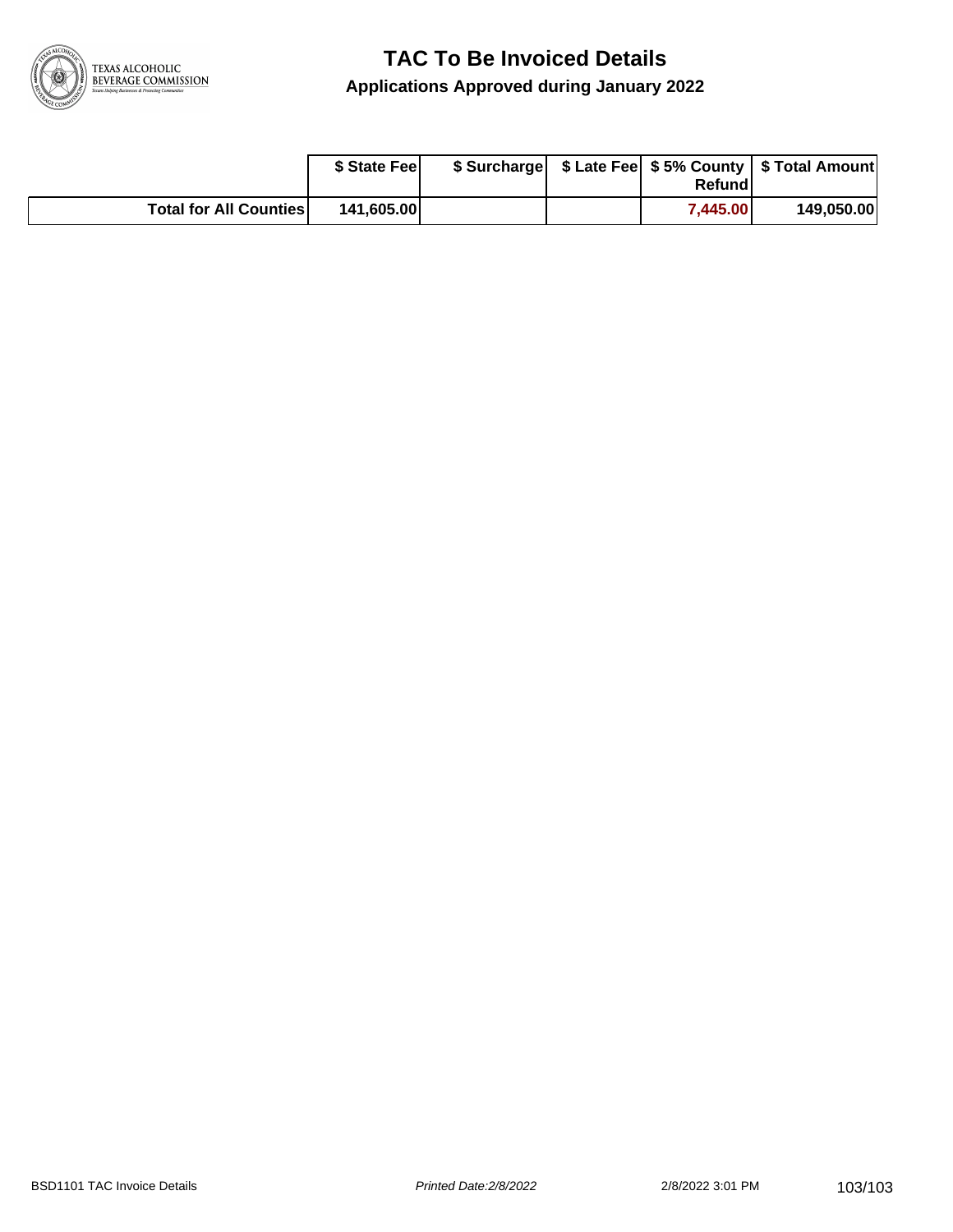# TAC To Be Invoiced Details

## Applications Approved during January 2022

| | $ State Fee | $ Surcharge | $ Late Fee | $ 5% County Refund | $ Total Amount |
|---|---|---|---|---|---|
| **Total for All Counties** | 141,605.00 | | | 7,445.00 | 149,050.00 |